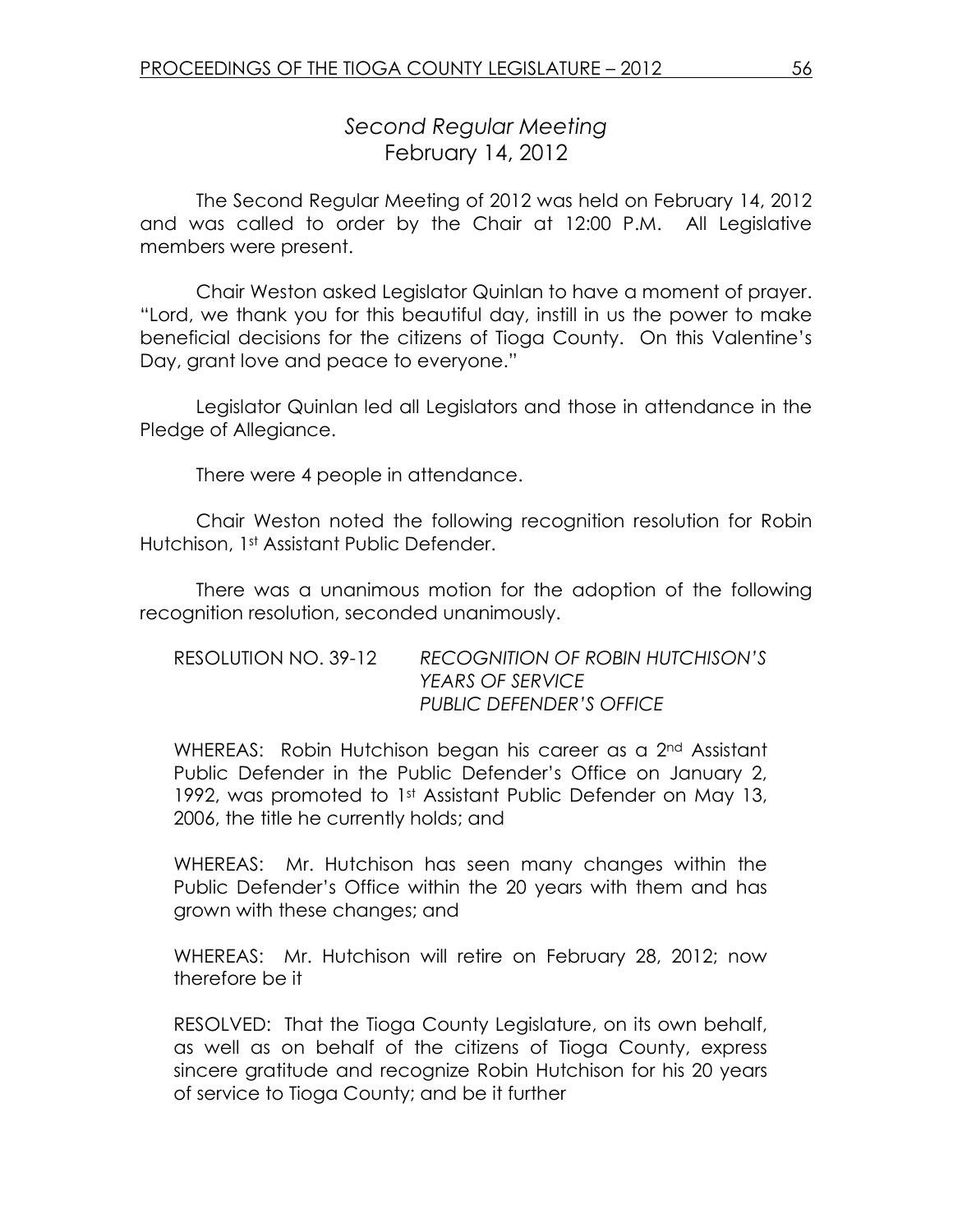# *Second Regular Meeting*
## February 14, 2012

The Second Regular Meeting of 2012 was held on February 14, 2012 and was called to order by the Chair at 12:00 P.M. All Legislative members were present.

Chair Weston asked Legislator Quinlan to have a moment of prayer. "Lord, we thank you for this beautiful day, instill in us the power to make beneficial decisions for the citizens of Tioga County. On this Valentine's Day, grant love and peace to everyone."

Legislator Quinlan led all Legislators and those in attendance in the Pledge of Allegiance.

There were 4 people in attendance.

Chair Weston noted the following recognition resolution for Robin Hutchison, 1st Assistant Public Defender.

There was a unanimous motion for the adoption of the following recognition resolution, seconded unanimously.

RESOLUTION NO. 39-12 *RECOGNITION OF ROBIN HUTCHISON'S YEARS OF SERVICE PUBLIC DEFENDER'S OFFICE*

WHEREAS: Robin Hutchison began his career as a 2nd Assistant Public Defender in the Public Defender's Office on January 2, 1992, was promoted to 1st Assistant Public Defender on May 13, 2006, the title he currently holds; and

WHEREAS: Mr. Hutchison has seen many changes within the Public Defender's Office within the 20 years with them and has grown with these changes; and

WHEREAS: Mr. Hutchison will retire on February 28, 2012; now therefore be it

RESOLVED: That the Tioga County Legislature, on its own behalf, as well as on behalf of the citizens of Tioga County, express sincere gratitude and recognize Robin Hutchison for his 20 years of service to Tioga County; and be it further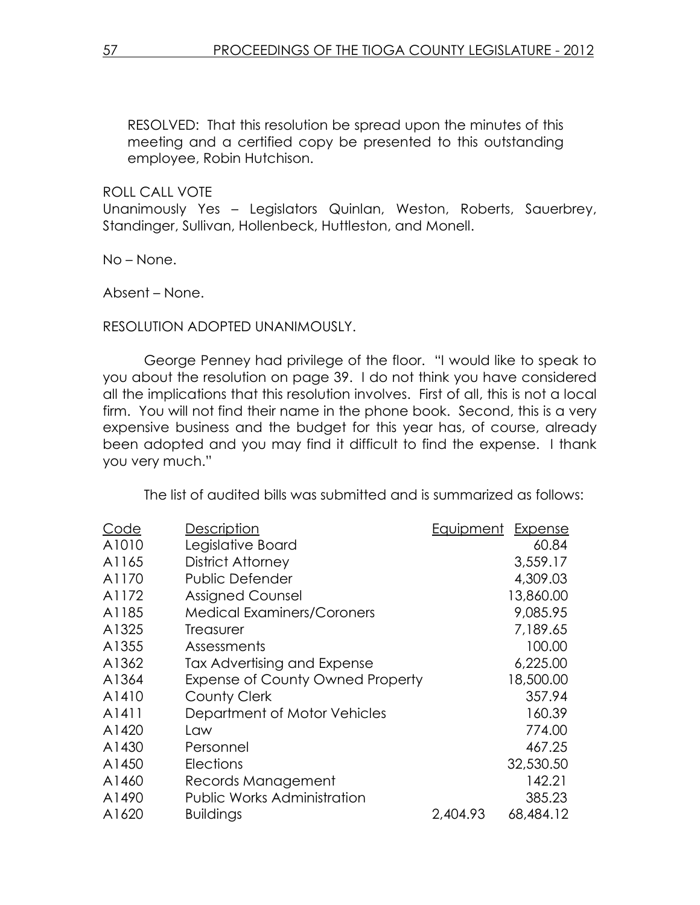RESOLVED: That this resolution be spread upon the minutes of this meeting and a certified copy be presented to this outstanding employee, Robin Hutchison.

ROLL CALL VOTE
Unanimously Yes – Legislators Quinlan, Weston, Roberts, Sauerbrey, Standinger, Sullivan, Hollenbeck, Huttleston, and Monell.

No – None.

Absent – None.

RESOLUTION ADOPTED UNANIMOUSLY.

George Penney had privilege of the floor. "I would like to speak to you about the resolution on page 39. I do not think you have considered all the implications that this resolution involves. First of all, this is not a local firm. You will not find their name in the phone book. Second, this is a very expensive business and the budget for this year has, of course, already been adopted and you may find it difficult to find the expense. I thank you very much."

The list of audited bills was submitted and is summarized as follows:

| Code | Description | Equipment | Expense |
|---|---|---|---|
| A1010 | Legislative Board | | 60.84 |
| A1165 | District Attorney | | 3,559.17 |
| A1170 | Public Defender | | 4,309.03 |
| A1172 | Assigned Counsel | | 13,860.00 |
| A1185 | Medical Examiners/Coroners | | 9,085.95 |
| A1325 | Treasurer | | 7,189.65 |
| A1355 | Assessments | | 100.00 |
| A1362 | Tax Advertising and Expense | | 6,225.00 |
| A1364 | Expense of County Owned Property | | 18,500.00 |
| A1410 | County Clerk | | 357.94 |
| A1411 | Department of Motor Vehicles | | 160.39 |
| A1420 | Law | | 774.00 |
| A1430 | Personnel | | 467.25 |
| A1450 | Elections | | 32,530.50 |
| A1460 | Records Management | | 142.21 |
| A1490 | Public Works Administration | | 385.23 |
| A1620 | Buildings | 2,404.93 | 68,484.12 |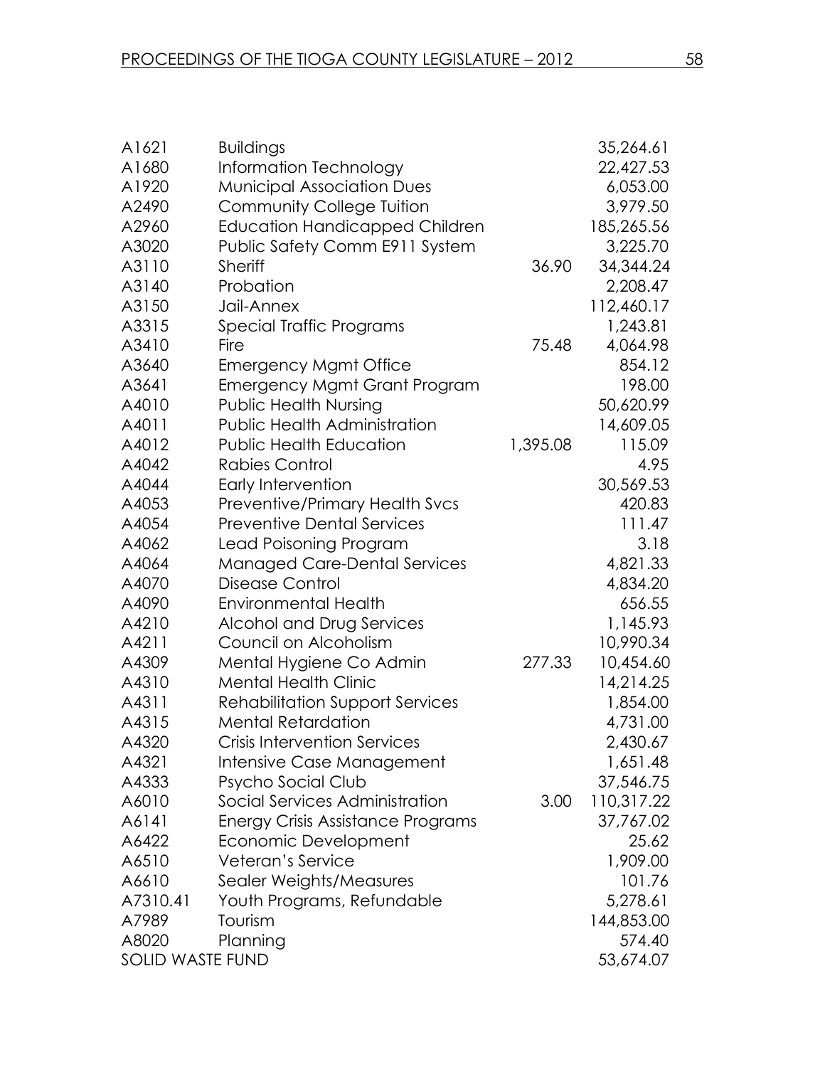| | | | |
|---|---|---|---|
| A1621 | Buildings | | 35,264.61 |
| A1680 | Information Technology | | 22,427.53 |
| A1920 | Municipal Association Dues | | 6,053.00 |
| A2490 | Community College Tuition | | 3,979.50 |
| A2960 | Education Handicapped Children | | 185,265.56 |
| A3020 | Public Safety Comm E911 System | | 3,225.70 |
| A3110 | Sheriff | 36.90 | 34,344.24 |
| A3140 | Probation | | 2,208.47 |
| A3150 | Jail-Annex | | 112,460.17 |
| A3315 | Special Traffic Programs | | 1,243.81 |
| A3410 | Fire | 75.48 | 4,064.98 |
| A3640 | Emergency Mgmt Office | | 854.12 |
| A3641 | Emergency Mgmt Grant Program | | 198.00 |
| A4010 | Public Health Nursing | | 50,620.99 |
| A4011 | Public Health Administration | | 14,609.05 |
| A4012 | Public Health Education | 1,395.08 | 115.09 |
| A4042 | Rabies Control | | 4.95 |
| A4044 | Early Intervention | | 30,569.53 |
| A4053 | Preventive/Primary Health Svcs | | 420.83 |
| A4054 | Preventive Dental Services | | 111.47 |
| A4062 | Lead Poisoning Program | | 3.18 |
| A4064 | Managed Care-Dental Services | | 4,821.33 |
| A4070 | Disease Control | | 4,834.20 |
| A4090 | Environmental Health | | 656.55 |
| A4210 | Alcohol and Drug Services | | 1,145.93 |
| A4211 | Council on Alcoholism | | 10,990.34 |
| A4309 | Mental Hygiene Co Admin | 277.33 | 10,454.60 |
| A4310 | Mental Health Clinic | | 14,214.25 |
| A4311 | Rehabilitation Support Services | | 1,854.00 |
| A4315 | Mental Retardation | | 4,731.00 |
| A4320 | Crisis Intervention Services | | 2,430.67 |
| A4321 | Intensive Case Management | | 1,651.48 |
| A4333 | Psycho Social Club | | 37,546.75 |
| A6010 | Social Services Administration | 3.00 | 110,317.22 |
| A6141 | Energy Crisis Assistance Programs | | 37,767.02 |
| A6422 | Economic Development | | 25.62 |
| A6510 | Veteran's Service | | 1,909.00 |
| A6610 | Sealer Weights/Measures | | 101.76 |
| A7310.41 | Youth Programs, Refundable | | 5,278.61 |
| A7989 | Tourism | | 144,853.00 |
| A8020 | Planning | | 574.40 |
| SOLID WASTE FUND | | | 53,674.07 |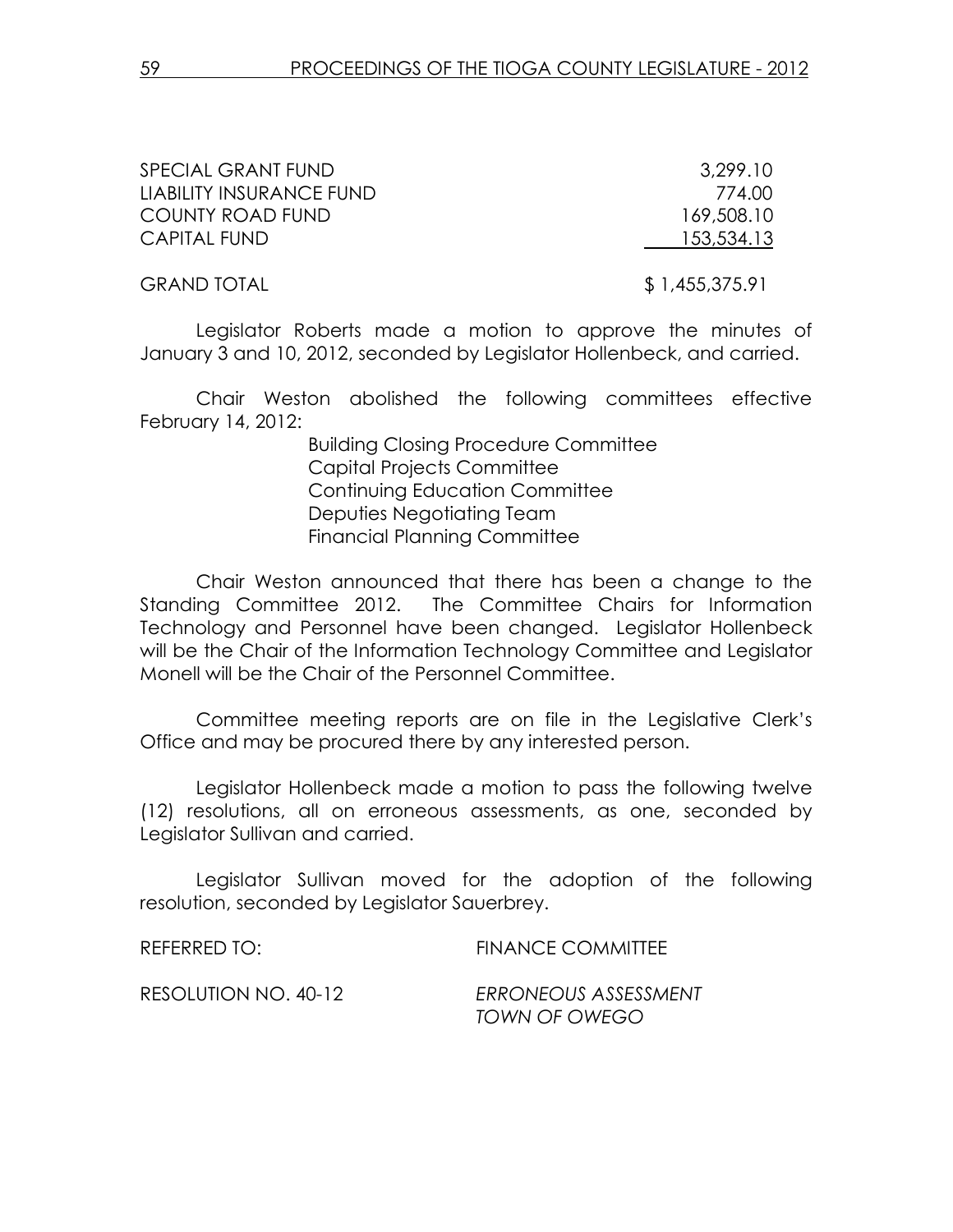| | |
|---|---|
| SPECIAL GRANT FUND | 3,299.10 |
| LIABILITY INSURANCE FUND | 774.00 |
| COUNTY ROAD FUND | 169,508.10 |
| CAPITAL FUND | 153,534.13 |
| GRAND TOTAL | $ 1,455,375.91 |

Legislator Roberts made a motion to approve the minutes of January 3 and 10, 2012, seconded by Legislator Hollenbeck, and carried.

Chair Weston abolished the following committees effective February 14, 2012:

Building Closing Procedure Committee
Capital Projects Committee
Continuing Education Committee
Deputies Negotiating Team
Financial Planning Committee

Chair Weston announced that there has been a change to the Standing Committee 2012. The Committee Chairs for Information Technology and Personnel have been changed. Legislator Hollenbeck will be the Chair of the Information Technology Committee and Legislator Monell will be the Chair of the Personnel Committee.

Committee meeting reports are on file in the Legislative Clerk's Office and may be procured there by any interested person.

Legislator Hollenbeck made a motion to pass the following twelve (12) resolutions, all on erroneous assessments, as one, seconded by Legislator Sullivan and carried.

Legislator Sullivan moved for the adoption of the following resolution, seconded by Legislator Sauerbrey.

REFERRED TO: FINANCE COMMITTEE

RESOLUTION NO. 40-12 *ERRONEOUS ASSESSMENT TOWN OF OWEGO*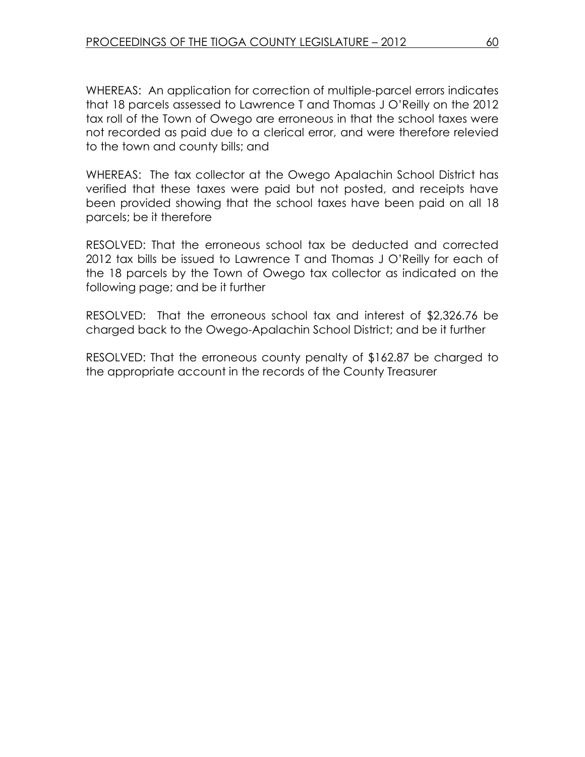WHEREAS: An application for correction of multiple-parcel errors indicates that 18 parcels assessed to Lawrence T and Thomas J O'Reilly on the 2012 tax roll of the Town of Owego are erroneous in that the school taxes were not recorded as paid due to a clerical error, and were therefore relevied to the town and county bills; and

WHEREAS: The tax collector at the Owego Apalachin School District has verified that these taxes were paid but not posted, and receipts have been provided showing that the school taxes have been paid on all 18 parcels; be it therefore

RESOLVED: That the erroneous school tax be deducted and corrected 2012 tax bills be issued to Lawrence T and Thomas J O'Reilly for each of the 18 parcels by the Town of Owego tax collector as indicated on the following page; and be it further

RESOLVED: That the erroneous school tax and interest of $2,326.76 be charged back to the Owego-Apalachin School District; and be it further

RESOLVED: That the erroneous county penalty of $162.87 be charged to the appropriate account in the records of the County Treasurer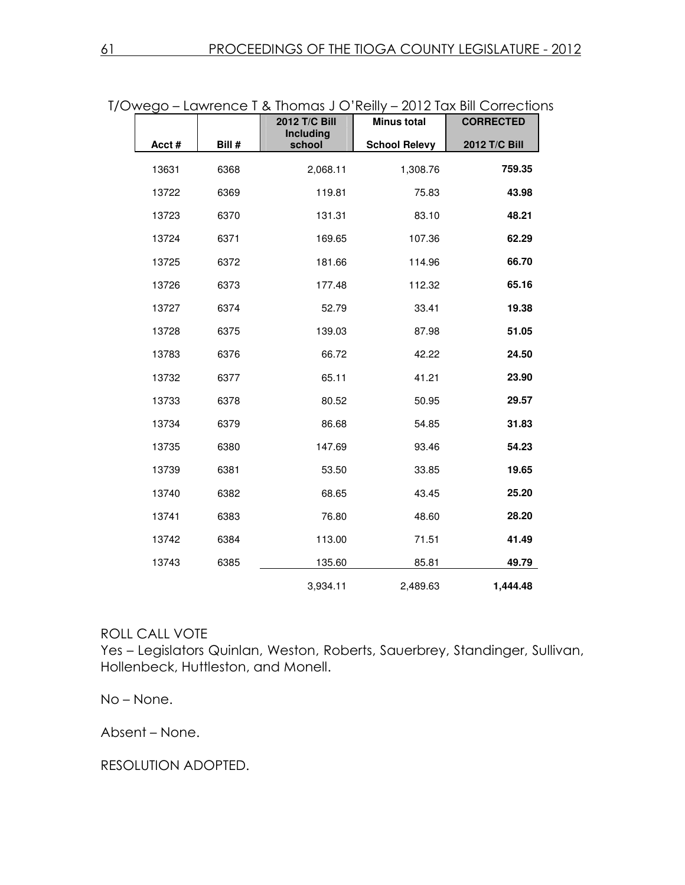T/Owego – Lawrence T & Thomas J O'Reilly – 2012 Tax Bill Corrections

| Acct # | Bill # | 2012 T/C Bill Including school | Minus total School Relevy | CORRECTED 2012 T/C Bill |
|---|---|---|---|---|
| 13631 | 6368 | 2,068.11 | 1,308.76 | **759.35** |
| 13722 | 6369 | 119.81 | 75.83 | **43.98** |
| 13723 | 6370 | 131.31 | 83.10 | **48.21** |
| 13724 | 6371 | 169.65 | 107.36 | **62.29** |
| 13725 | 6372 | 181.66 | 114.96 | **66.70** |
| 13726 | 6373 | 177.48 | 112.32 | **65.16** |
| 13727 | 6374 | 52.79 | 33.41 | **19.38** |
| 13728 | 6375 | 139.03 | 87.98 | **51.05** |
| 13783 | 6376 | 66.72 | 42.22 | **24.50** |
| 13732 | 6377 | 65.11 | 41.21 | **23.90** |
| 13733 | 6378 | 80.52 | 50.95 | **29.57** |
| 13734 | 6379 | 86.68 | 54.85 | **31.83** |
| 13735 | 6380 | 147.69 | 93.46 | **54.23** |
| 13739 | 6381 | 53.50 | 33.85 | **19.65** |
| 13740 | 6382 | 68.65 | 43.45 | **25.20** |
| 13741 | 6383 | 76.80 | 48.60 | **28.20** |
| 13742 | 6384 | 113.00 | 71.51 | **41.49** |
| 13743 | 6385 | 135.60 | 85.81 | **49.79** |
| | | 3,934.11 | 2,489.63 | **1,444.48** |

ROLL CALL VOTE
Yes – Legislators Quinlan, Weston, Roberts, Sauerbrey, Standinger, Sullivan, Hollenbeck, Huttleston, and Monell.

No – None.

Absent – None.

RESOLUTION ADOPTED.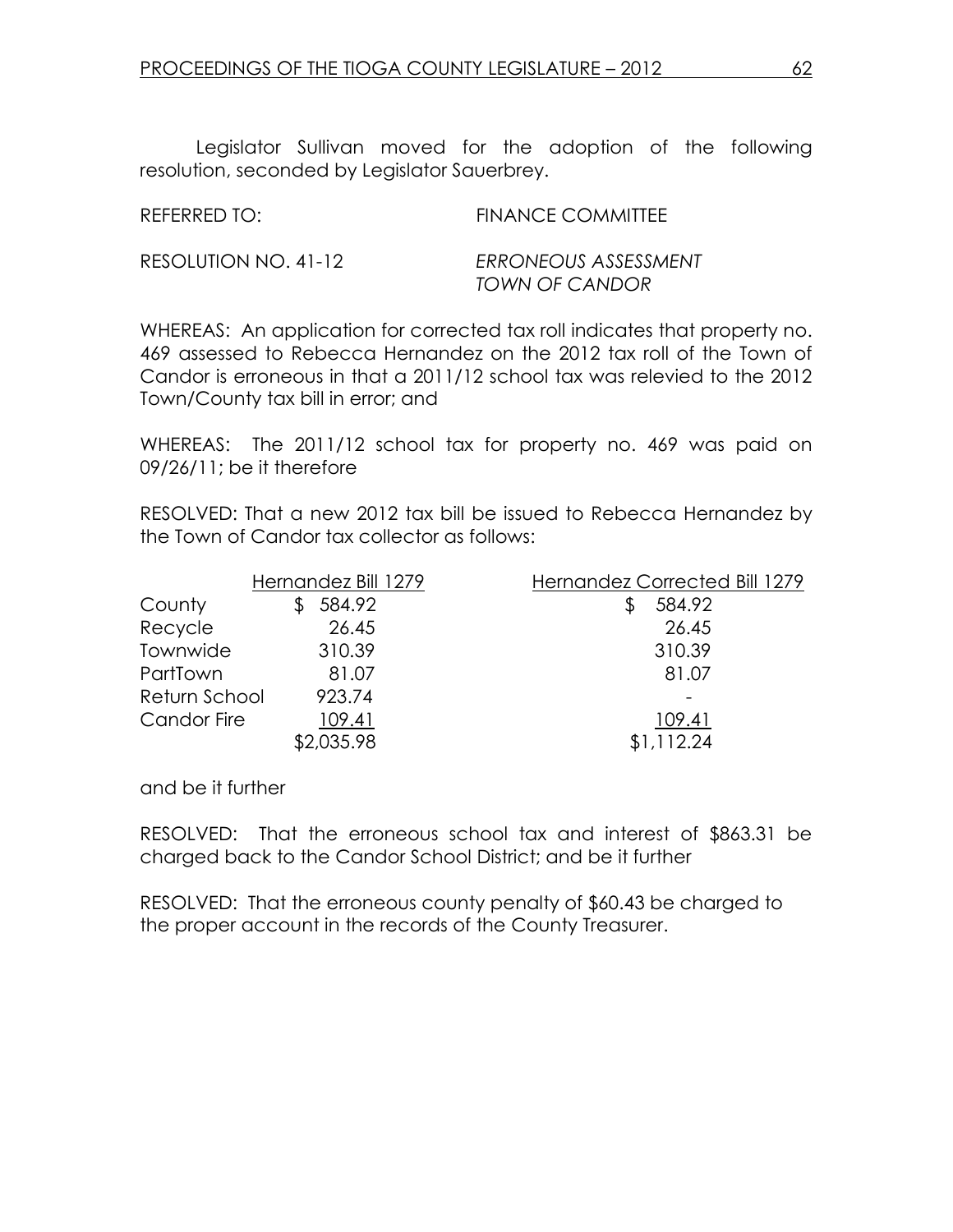Legislator Sullivan moved for the adoption of the following resolution, seconded by Legislator Sauerbrey.

REFERRED TO: FINANCE COMMITTEE

RESOLUTION NO. 41-12 *ERRONEOUS ASSESSMENT TOWN OF CANDOR*

WHEREAS: An application for corrected tax roll indicates that property no. 469 assessed to Rebecca Hernandez on the 2012 tax roll of the Town of Candor is erroneous in that a 2011/12 school tax was relevied to the 2012 Town/County tax bill in error; and

WHEREAS: The 2011/12 school tax for property no. 469 was paid on 09/26/11; be it therefore

RESOLVED: That a new 2012 tax bill be issued to Rebecca Hernandez by the Town of Candor tax collector as follows:

| | Hernandez Bill 1279 | Hernandez Corrected Bill 1279 |
|---|---|---|
| County | $ 584.92 | $ 584.92 |
| Recycle | 26.45 | 26.45 |
| Townwide | 310.39 | 310.39 |
| PartTown | 81.07 | 81.07 |
| Return School | 923.74 | - |
| Candor Fire | 109.41 | 109.41 |
| | $2,035.98 | $1,112.24 |

and be it further

RESOLVED: That the erroneous school tax and interest of $863.31 be charged back to the Candor School District; and be it further

RESOLVED: That the erroneous county penalty of $60.43 be charged to the proper account in the records of the County Treasurer.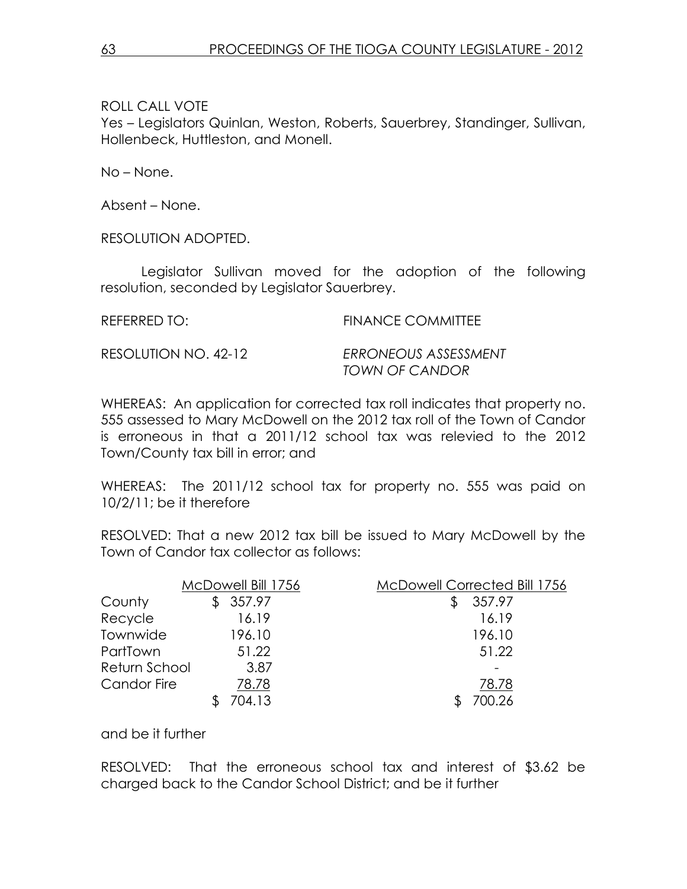ROLL CALL VOTE
Yes – Legislators Quinlan, Weston, Roberts, Sauerbrey, Standinger, Sullivan, Hollenbeck, Huttleston, and Monell.

No – None.

Absent – None.

RESOLUTION ADOPTED.

Legislator Sullivan moved for the adoption of the following resolution, seconded by Legislator Sauerbrey.

REFERRED TO: FINANCE COMMITTEE

RESOLUTION NO. 42-12 *ERRONEOUS ASSESSMENT TOWN OF CANDOR*

WHEREAS: An application for corrected tax roll indicates that property no. 555 assessed to Mary McDowell on the 2012 tax roll of the Town of Candor is erroneous in that a 2011/12 school tax was relevied to the 2012 Town/County tax bill in error; and

WHEREAS: The 2011/12 school tax for property no. 555 was paid on 10/2/11; be it therefore

RESOLVED: That a new 2012 tax bill be issued to Mary McDowell by the Town of Candor tax collector as follows:

| | McDowell Bill 1756 | McDowell Corrected Bill 1756 |
|---|---|---|
| County | $ 357.97 | $ 357.97 |
| Recycle | 16.19 | 16.19 |
| Townwide | 196.10 | 196.10 |
| PartTown | 51.22 | 51.22 |
| Return School | 3.87 | - |
| Candor Fire | 78.78 | 78.78 |
| | $ 704.13 | $ 700.26 |

and be it further

RESOLVED: That the erroneous school tax and interest of $3.62 be charged back to the Candor School District; and be it further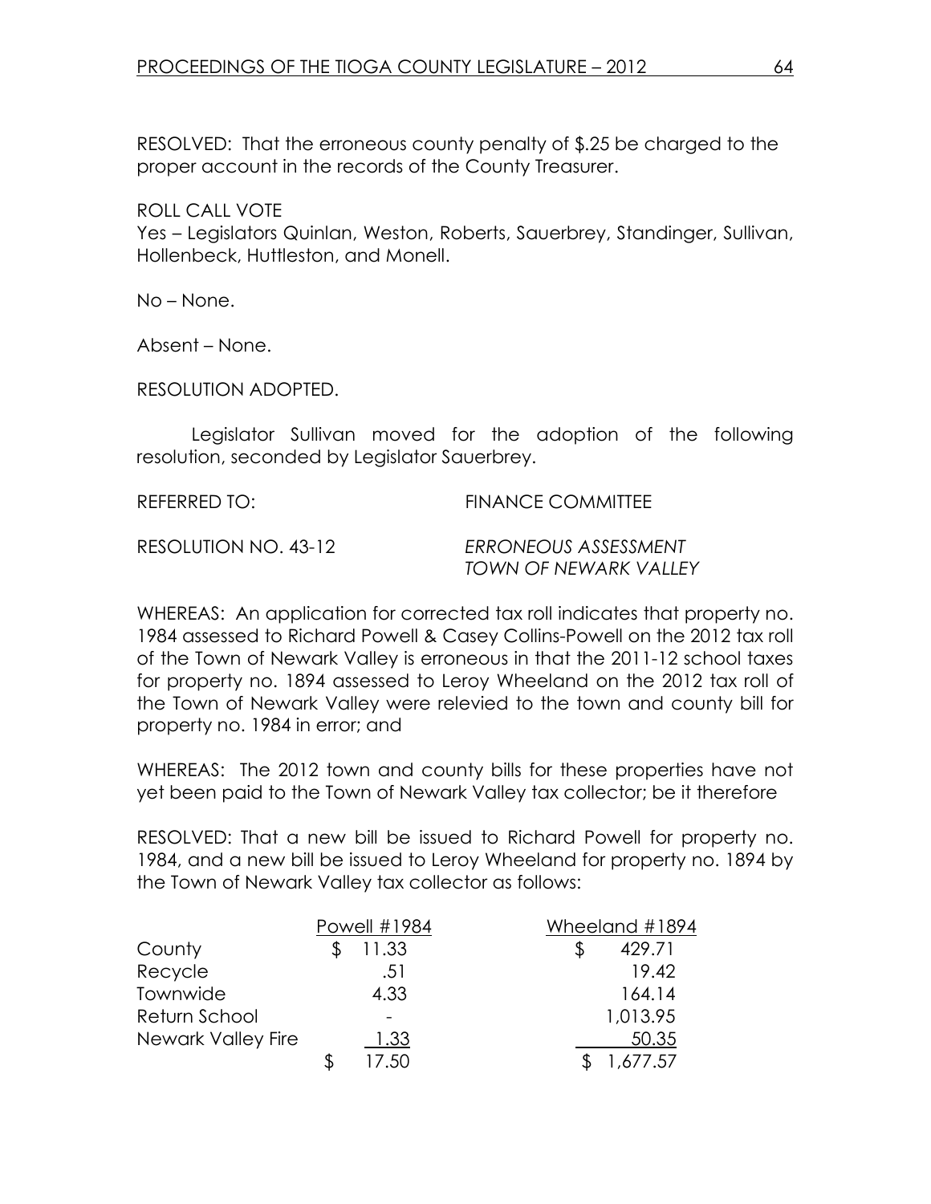RESOLVED: That the erroneous county penalty of $.25 be charged to the proper account in the records of the County Treasurer.

ROLL CALL VOTE
Yes – Legislators Quinlan, Weston, Roberts, Sauerbrey, Standinger, Sullivan, Hollenbeck, Huttleston, and Monell.

No – None.

Absent – None.

RESOLUTION ADOPTED.

Legislator Sullivan moved for the adoption of the following resolution, seconded by Legislator Sauerbrey.

REFERRED TO: FINANCE COMMITTEE

RESOLUTION NO. 43-12 *ERRONEOUS ASSESSMENT TOWN OF NEWARK VALLEY*

WHEREAS: An application for corrected tax roll indicates that property no. 1984 assessed to Richard Powell & Casey Collins-Powell on the 2012 tax roll of the Town of Newark Valley is erroneous in that the 2011-12 school taxes for property no. 1894 assessed to Leroy Wheeland on the 2012 tax roll of the Town of Newark Valley were relevied to the town and county bill for property no. 1984 in error; and

WHEREAS: The 2012 town and county bills for these properties have not yet been paid to the Town of Newark Valley tax collector; be it therefore

RESOLVED: That a new bill be issued to Richard Powell for property no. 1984, and a new bill be issued to Leroy Wheeland for property no. 1894 by the Town of Newark Valley tax collector as follows:

| | Powell #1984 | Wheeland #1894 |
|---|---|---|
| County | $ 11.33 | $ 429.71 |
| Recycle | .51 | 19.42 |
| Townwide | 4.33 | 164.14 |
| Return School | - | 1,013.95 |
| Newark Valley Fire | 1.33 | 50.35 |
| | $ 17.50 | $ 1,677.57 |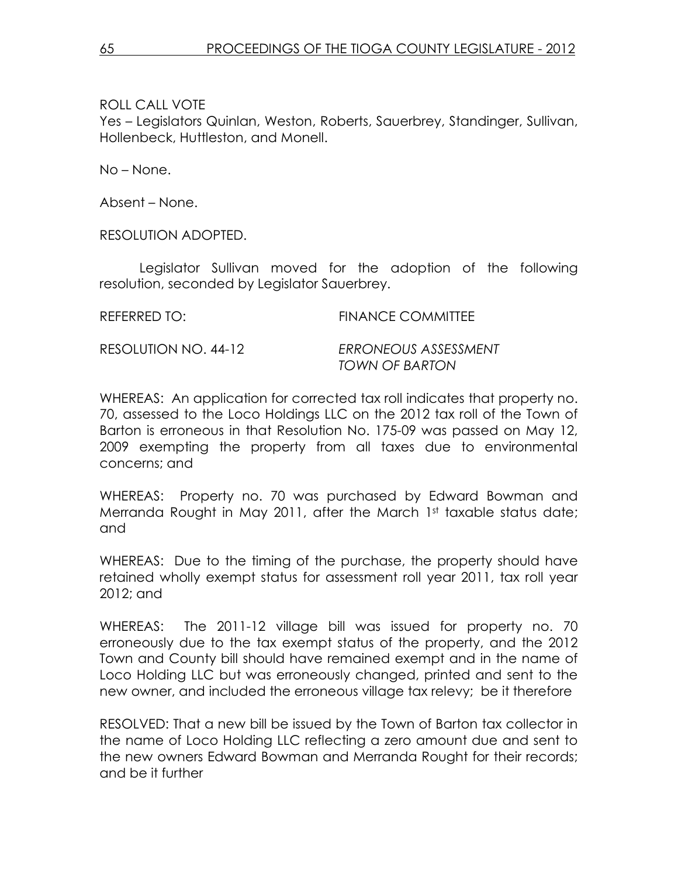ROLL CALL VOTE
Yes – Legislators Quinlan, Weston, Roberts, Sauerbrey, Standinger, Sullivan, Hollenbeck, Huttleston, and Monell.

No – None.

Absent – None.

RESOLUTION ADOPTED.

Legislator Sullivan moved for the adoption of the following resolution, seconded by Legislator Sauerbrey.

REFERRED TO: FINANCE COMMITTEE

RESOLUTION NO. 44-12 *ERRONEOUS ASSESSMENT TOWN OF BARTON*

WHEREAS: An application for corrected tax roll indicates that property no. 70, assessed to the Loco Holdings LLC on the 2012 tax roll of the Town of Barton is erroneous in that Resolution No. 175-09 was passed on May 12, 2009 exempting the property from all taxes due to environmental concerns; and

WHEREAS: Property no. 70 was purchased by Edward Bowman and Merranda Rought in May 2011, after the March 1st taxable status date; and

WHEREAS: Due to the timing of the purchase, the property should have retained wholly exempt status for assessment roll year 2011, tax roll year 2012; and

WHEREAS: The 2011-12 village bill was issued for property no. 70 erroneously due to the tax exempt status of the property, and the 2012 Town and County bill should have remained exempt and in the name of Loco Holding LLC but was erroneously changed, printed and sent to the new owner, and included the erroneous village tax relevy; be it therefore

RESOLVED: That a new bill be issued by the Town of Barton tax collector in the name of Loco Holding LLC reflecting a zero amount due and sent to the new owners Edward Bowman and Merranda Rought for their records; and be it further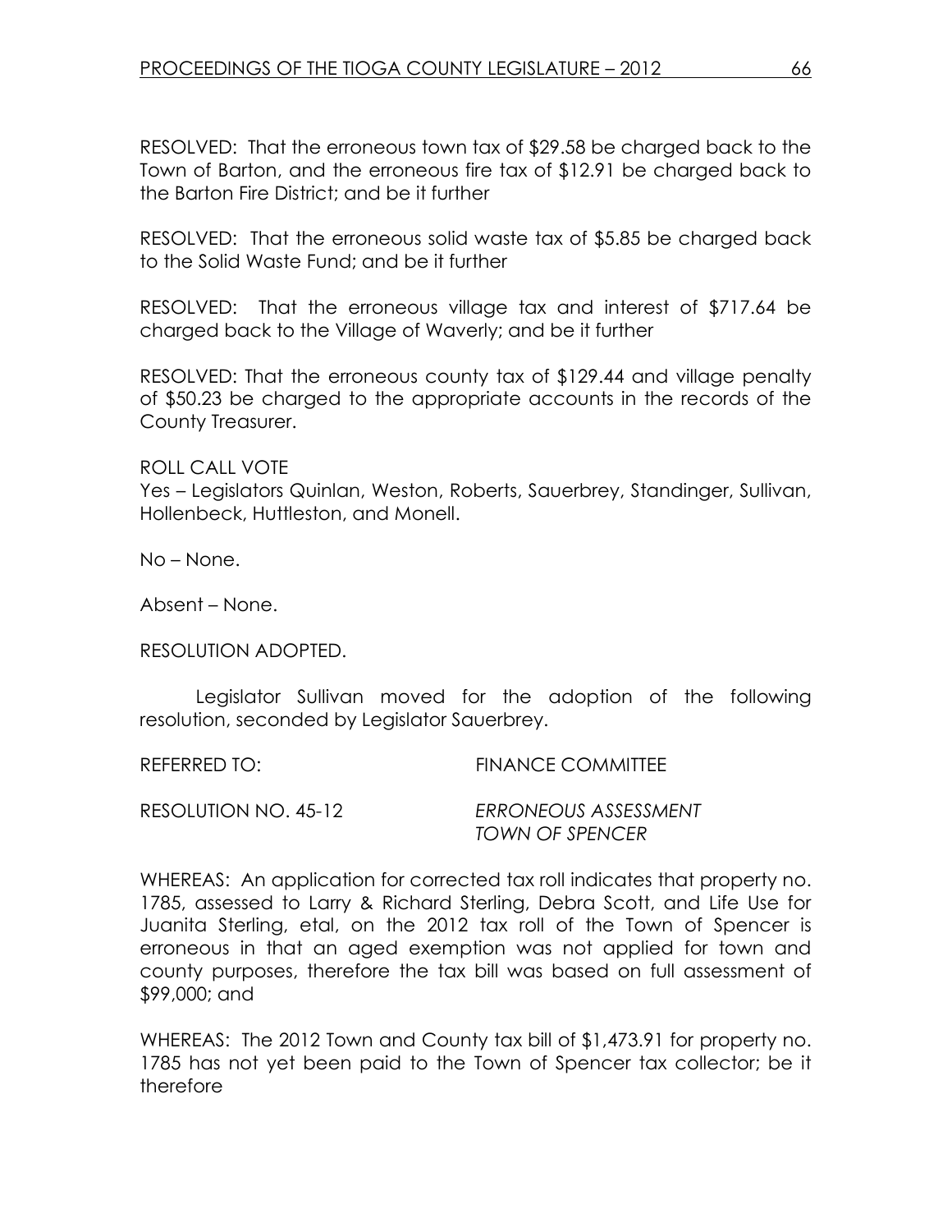RESOLVED: That the erroneous town tax of $29.58 be charged back to the Town of Barton, and the erroneous fire tax of $12.91 be charged back to the Barton Fire District; and be it further

RESOLVED: That the erroneous solid waste tax of $5.85 be charged back to the Solid Waste Fund; and be it further

RESOLVED: That the erroneous village tax and interest of $717.64 be charged back to the Village of Waverly; and be it further

RESOLVED: That the erroneous county tax of $129.44 and village penalty of $50.23 be charged to the appropriate accounts in the records of the County Treasurer.

ROLL CALL VOTE
Yes – Legislators Quinlan, Weston, Roberts, Sauerbrey, Standinger, Sullivan, Hollenbeck, Huttleston, and Monell.

No – None.

Absent – None.

RESOLUTION ADOPTED.

Legislator Sullivan moved for the adoption of the following resolution, seconded by Legislator Sauerbrey.

REFERRED TO: FINANCE COMMITTEE

RESOLUTION NO. 45-12 *ERRONEOUS ASSESSMENT TOWN OF SPENCER*

WHEREAS: An application for corrected tax roll indicates that property no. 1785, assessed to Larry & Richard Sterling, Debra Scott, and Life Use for Juanita Sterling, etal, on the 2012 tax roll of the Town of Spencer is erroneous in that an aged exemption was not applied for town and county purposes, therefore the tax bill was based on full assessment of $99,000; and

WHEREAS: The 2012 Town and County tax bill of $1,473.91 for property no. 1785 has not yet been paid to the Town of Spencer tax collector; be it therefore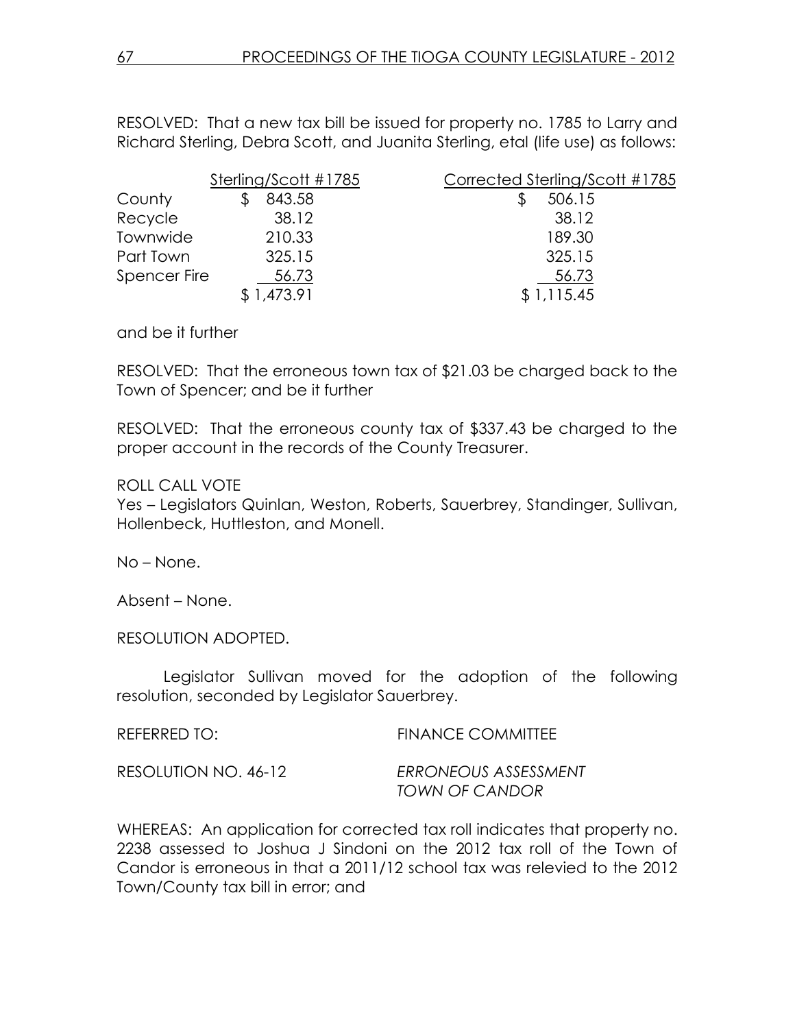RESOLVED: That a new tax bill be issued for property no. 1785 to Larry and Richard Sterling, Debra Scott, and Juanita Sterling, etal (life use) as follows:

| | Sterling/Scott #1785 | Corrected Sterling/Scott #1785 |
|---|---|---|
| County | $ 843.58 | $ 506.15 |
| Recycle | 38.12 | 38.12 |
| Townwide | 210.33 | 189.30 |
| Part Town | 325.15 | 325.15 |
| Spencer Fire | 56.73 | 56.73 |
| | $ 1,473.91 | $ 1,115.45 |

and be it further

RESOLVED: That the erroneous town tax of $21.03 be charged back to the Town of Spencer; and be it further

RESOLVED: That the erroneous county tax of $337.43 be charged to the proper account in the records of the County Treasurer.

ROLL CALL VOTE
Yes – Legislators Quinlan, Weston, Roberts, Sauerbrey, Standinger, Sullivan, Hollenbeck, Huttleston, and Monell.

No – None.

Absent – None.

RESOLUTION ADOPTED.

Legislator Sullivan moved for the adoption of the following resolution, seconded by Legislator Sauerbrey.

REFERRED TO: FINANCE COMMITTEE

RESOLUTION NO. 46-12 *ERRONEOUS ASSESSMENT TOWN OF CANDOR*

WHEREAS: An application for corrected tax roll indicates that property no. 2238 assessed to Joshua J Sindoni on the 2012 tax roll of the Town of Candor is erroneous in that a 2011/12 school tax was relevied to the 2012 Town/County tax bill in error; and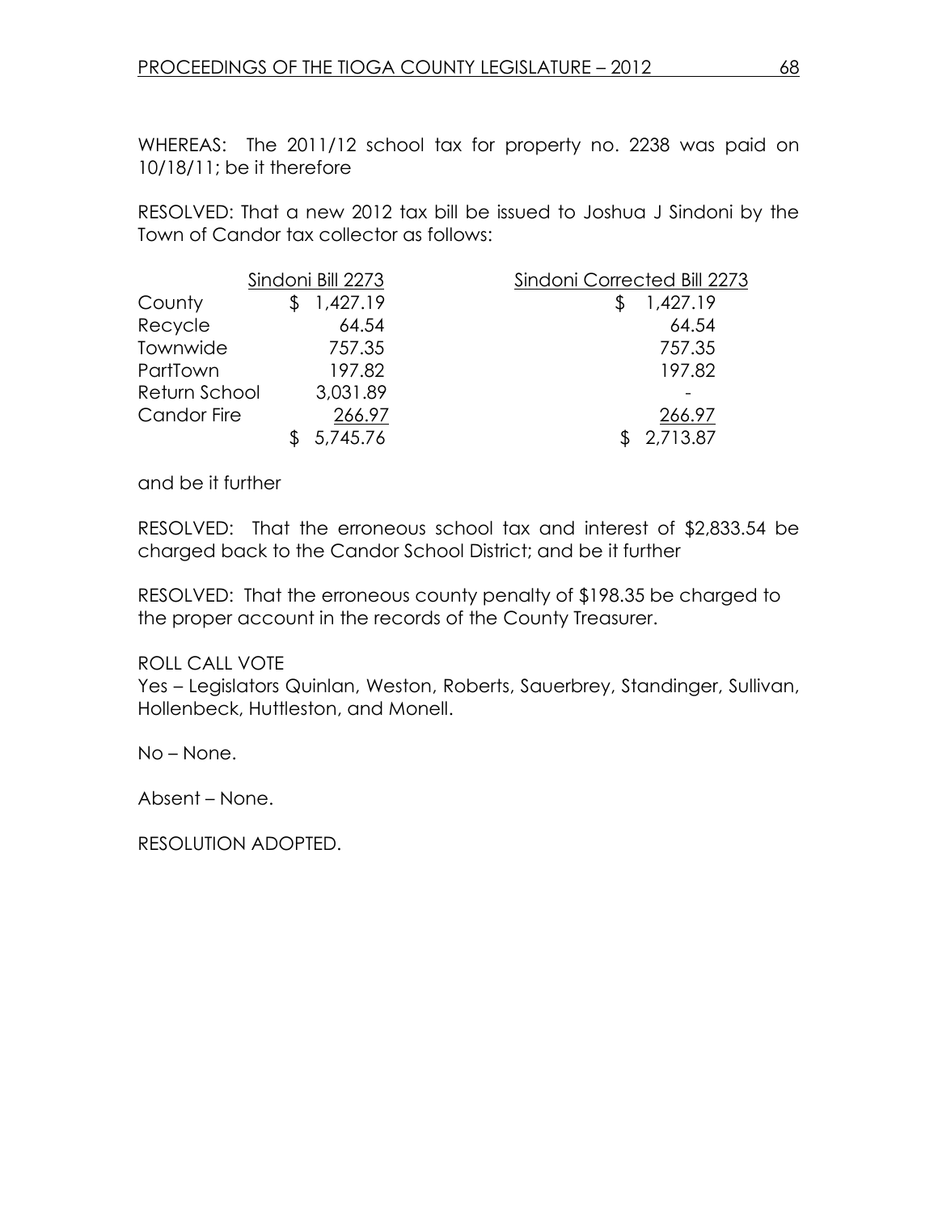WHEREAS: The 2011/12 school tax for property no. 2238 was paid on 10/18/11; be it therefore

RESOLVED: That a new 2012 tax bill be issued to Joshua J Sindoni by the Town of Candor tax collector as follows:

| | Sindoni Bill 2273 | Sindoni Corrected Bill 2273 |
|---|---|---|
| County | $ 1,427.19 | $ 1,427.19 |
| Recycle | 64.54 | 64.54 |
| Townwide | 757.35 | 757.35 |
| PartTown | 197.82 | 197.82 |
| Return School | 3,031.89 | - |
| Candor Fire | 266.97 | 266.97 |
| | $ 5,745.76 | $ 2,713.87 |

and be it further

RESOLVED: That the erroneous school tax and interest of $2,833.54 be charged back to the Candor School District; and be it further

RESOLVED: That the erroneous county penalty of $198.35 be charged to the proper account in the records of the County Treasurer.

ROLL CALL VOTE
Yes – Legislators Quinlan, Weston, Roberts, Sauerbrey, Standinger, Sullivan, Hollenbeck, Huttleston, and Monell.

No – None.

Absent – None.

RESOLUTION ADOPTED.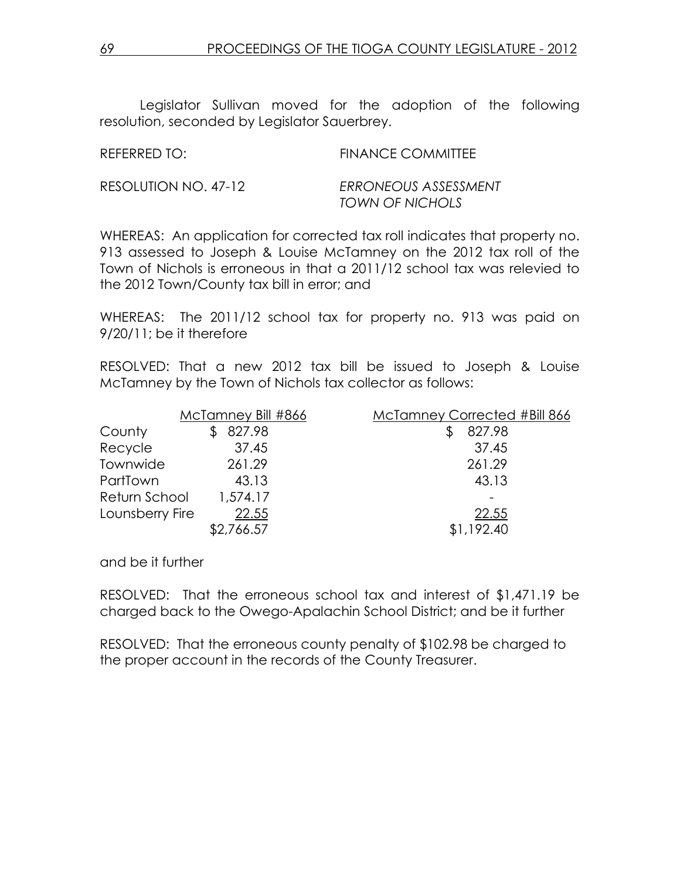Legislator Sullivan moved for the adoption of the following resolution, seconded by Legislator Sauerbrey.

REFERRED TO: FINANCE COMMITTEE

RESOLUTION NO. 47-12 *ERRONEOUS ASSESSMENT*
*TOWN OF NICHOLS*

WHEREAS: An application for corrected tax roll indicates that property no. 913 assessed to Joseph & Louise McTamney on the 2012 tax roll of the Town of Nichols is erroneous in that a 2011/12 school tax was relevied to the 2012 Town/County tax bill in error; and

WHEREAS: The 2011/12 school tax for property no. 913 was paid on 9/20/11; be it therefore

RESOLVED: That a new 2012 tax bill be issued to Joseph & Louise McTamney by the Town of Nichols tax collector as follows:

| | McTamney Bill #866 | McTamney Corrected #Bill 866 |
|---|---|---|
| County | $ 827.98 | $ 827.98 |
| Recycle | 37.45 | 37.45 |
| Townwide | 261.29 | 261.29 |
| PartTown | 43.13 | 43.13 |
| Return School | 1,574.17 | - |
| Lounsberry Fire | 22.55 | 22.55 |
| | $2,766.57 | $1,192.40 |

and be it further

RESOLVED: That the erroneous school tax and interest of $1,471.19 be charged back to the Owego-Apalachin School District; and be it further

RESOLVED: That the erroneous county penalty of $102.98 be charged to the proper account in the records of the County Treasurer.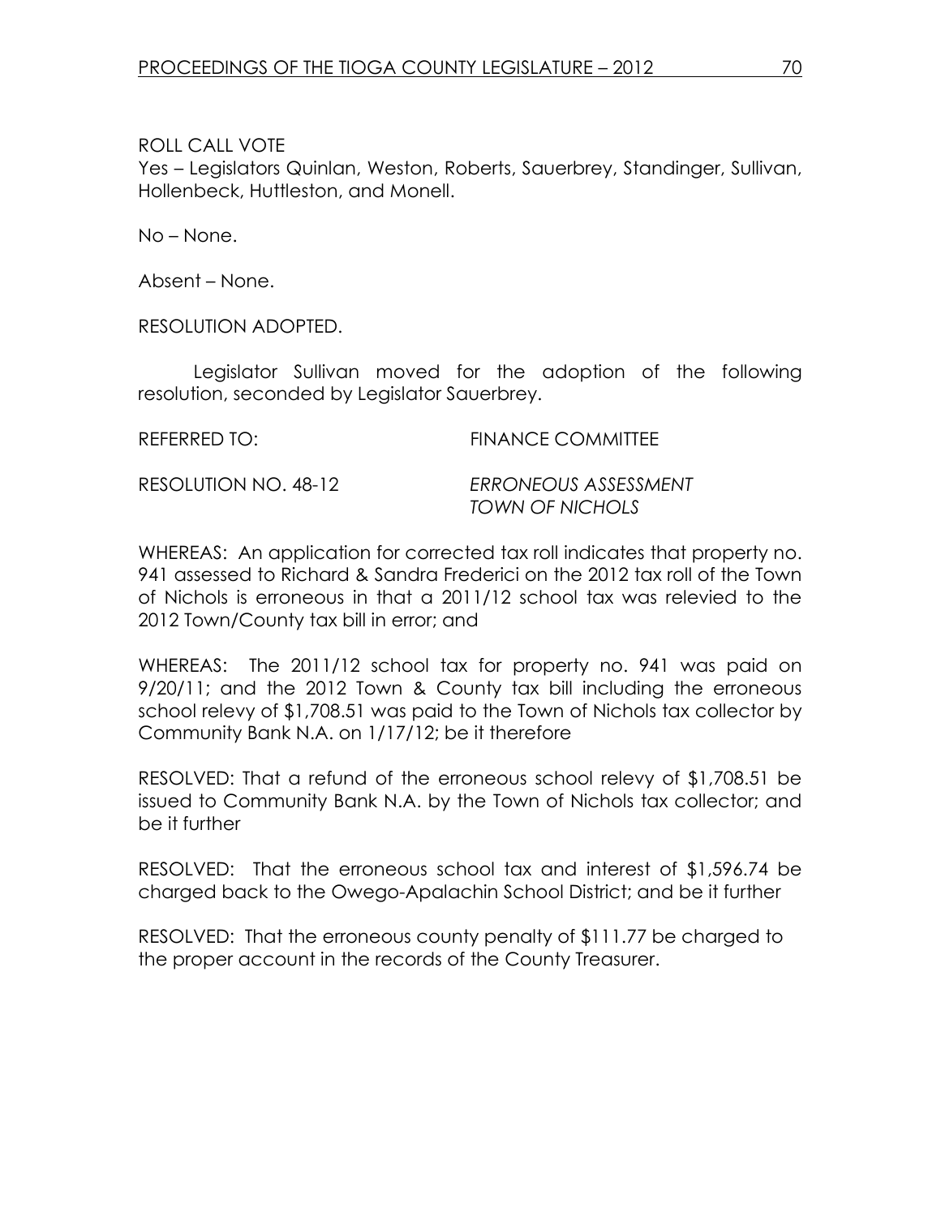ROLL CALL VOTE
Yes – Legislators Quinlan, Weston, Roberts, Sauerbrey, Standinger, Sullivan, Hollenbeck, Huttleston, and Monell.

No – None.

Absent – None.

RESOLUTION ADOPTED.

Legislator Sullivan moved for the adoption of the following resolution, seconded by Legislator Sauerbrey.

REFERRED TO: FINANCE COMMITTEE

RESOLUTION NO. 48-12 *ERRONEOUS ASSESSMENT TOWN OF NICHOLS*

WHEREAS: An application for corrected tax roll indicates that property no. 941 assessed to Richard & Sandra Frederici on the 2012 tax roll of the Town of Nichols is erroneous in that a 2011/12 school tax was relevied to the 2012 Town/County tax bill in error; and

WHEREAS: The 2011/12 school tax for property no. 941 was paid on 9/20/11; and the 2012 Town & County tax bill including the erroneous school relevy of $1,708.51 was paid to the Town of Nichols tax collector by Community Bank N.A. on 1/17/12; be it therefore

RESOLVED: That a refund of the erroneous school relevy of $1,708.51 be issued to Community Bank N.A. by the Town of Nichols tax collector; and be it further

RESOLVED: That the erroneous school tax and interest of $1,596.74 be charged back to the Owego-Apalachin School District; and be it further

RESOLVED: That the erroneous county penalty of $111.77 be charged to the proper account in the records of the County Treasurer.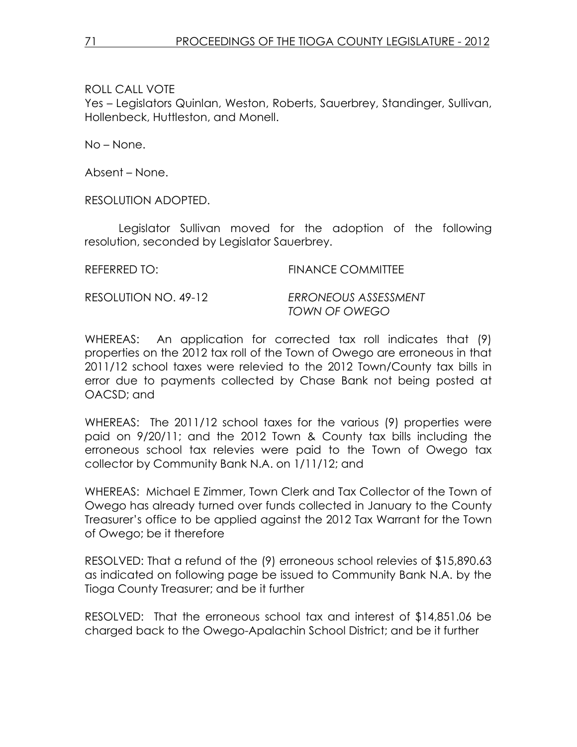ROLL CALL VOTE

Yes – Legislators Quinlan, Weston, Roberts, Sauerbrey, Standinger, Sullivan, Hollenbeck, Huttleston, and Monell.

No – None.

Absent – None.

RESOLUTION ADOPTED.

Legislator Sullivan moved for the adoption of the following resolution, seconded by Legislator Sauerbrey.

REFERRED TO: FINANCE COMMITTEE

RESOLUTION NO. 49-12 *ERRONEOUS ASSESSMENT TOWN OF OWEGO*

WHEREAS: An application for corrected tax roll indicates that (9) properties on the 2012 tax roll of the Town of Owego are erroneous in that 2011/12 school taxes were relevied to the 2012 Town/County tax bills in error due to payments collected by Chase Bank not being posted at OACSD; and

WHEREAS: The 2011/12 school taxes for the various (9) properties were paid on 9/20/11; and the 2012 Town & County tax bills including the erroneous school tax relevies were paid to the Town of Owego tax collector by Community Bank N.A. on 1/11/12; and

WHEREAS: Michael E Zimmer, Town Clerk and Tax Collector of the Town of Owego has already turned over funds collected in January to the County Treasurer's office to be applied against the 2012 Tax Warrant for the Town of Owego; be it therefore

RESOLVED: That a refund of the (9) erroneous school relevies of $15,890.63 as indicated on following page be issued to Community Bank N.A. by the Tioga County Treasurer; and be it further

RESOLVED: That the erroneous school tax and interest of $14,851.06 be charged back to the Owego-Apalachin School District; and be it further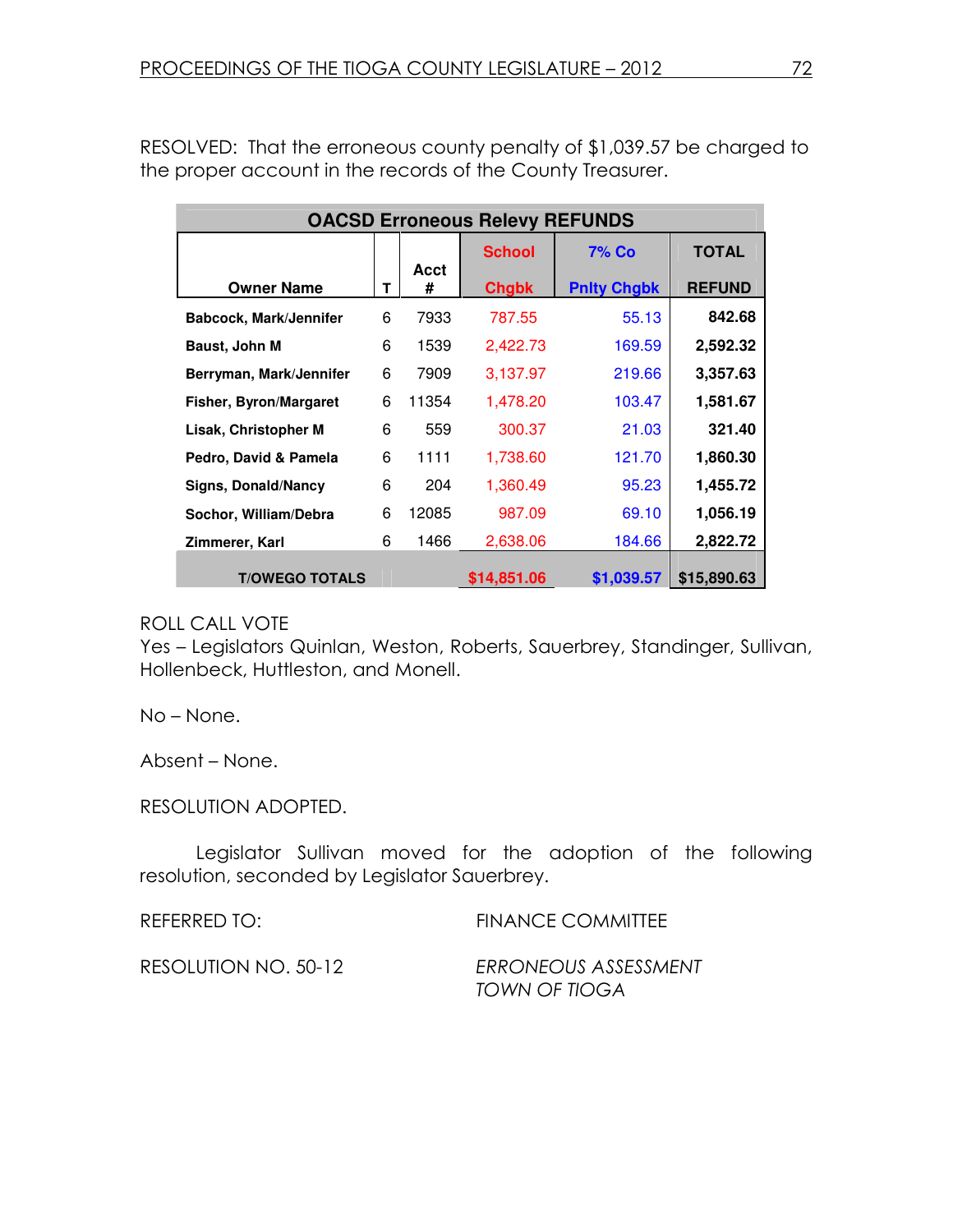RESOLVED: That the erroneous county penalty of $1,039.57 be charged to the proper account in the records of the County Treasurer.

| OACSD Erroneous Relevy REFUNDS | | | | | |
|---|---|---|---|---|---|
| Owner Name | T | Acct # | School Chgbk | 7% Co Pnlty Chgbk | TOTAL REFUND |
| Babcock, Mark/Jennifer | 6 | 7933 | 787.55 | 55.13 | 842.68 |
| Baust, John M | 6 | 1539 | 2,422.73 | 169.59 | 2,592.32 |
| Berryman, Mark/Jennifer | 6 | 7909 | 3,137.97 | 219.66 | 3,357.63 |
| Fisher, Byron/Margaret | 6 | 11354 | 1,478.20 | 103.47 | 1,581.67 |
| Lisak, Christopher M | 6 | 559 | 300.37 | 21.03 | 321.40 |
| Pedro, David & Pamela | 6 | 1111 | 1,738.60 | 121.70 | 1,860.30 |
| Signs, Donald/Nancy | 6 | 204 | 1,360.49 | 95.23 | 1,455.72 |
| Sochor, William/Debra | 6 | 12085 | 987.09 | 69.10 | 1,056.19 |
| Zimmerer, Karl | 6 | 1466 | 2,638.06 | 184.66 | 2,822.72 |
| T/OWEGO TOTALS | | | $14,851.06 | $1,039.57 | $15,890.63 |

ROLL CALL VOTE
Yes – Legislators Quinlan, Weston, Roberts, Sauerbrey, Standinger, Sullivan, Hollenbeck, Huttleston, and Monell.

No – None.

Absent – None.

RESOLUTION ADOPTED.

Legislator Sullivan moved for the adoption of the following resolution, seconded by Legislator Sauerbrey.

REFERRED TO: FINANCE COMMITTEE

RESOLUTION NO. 50-12 *ERRONEOUS ASSESSMENT TOWN OF TIOGA*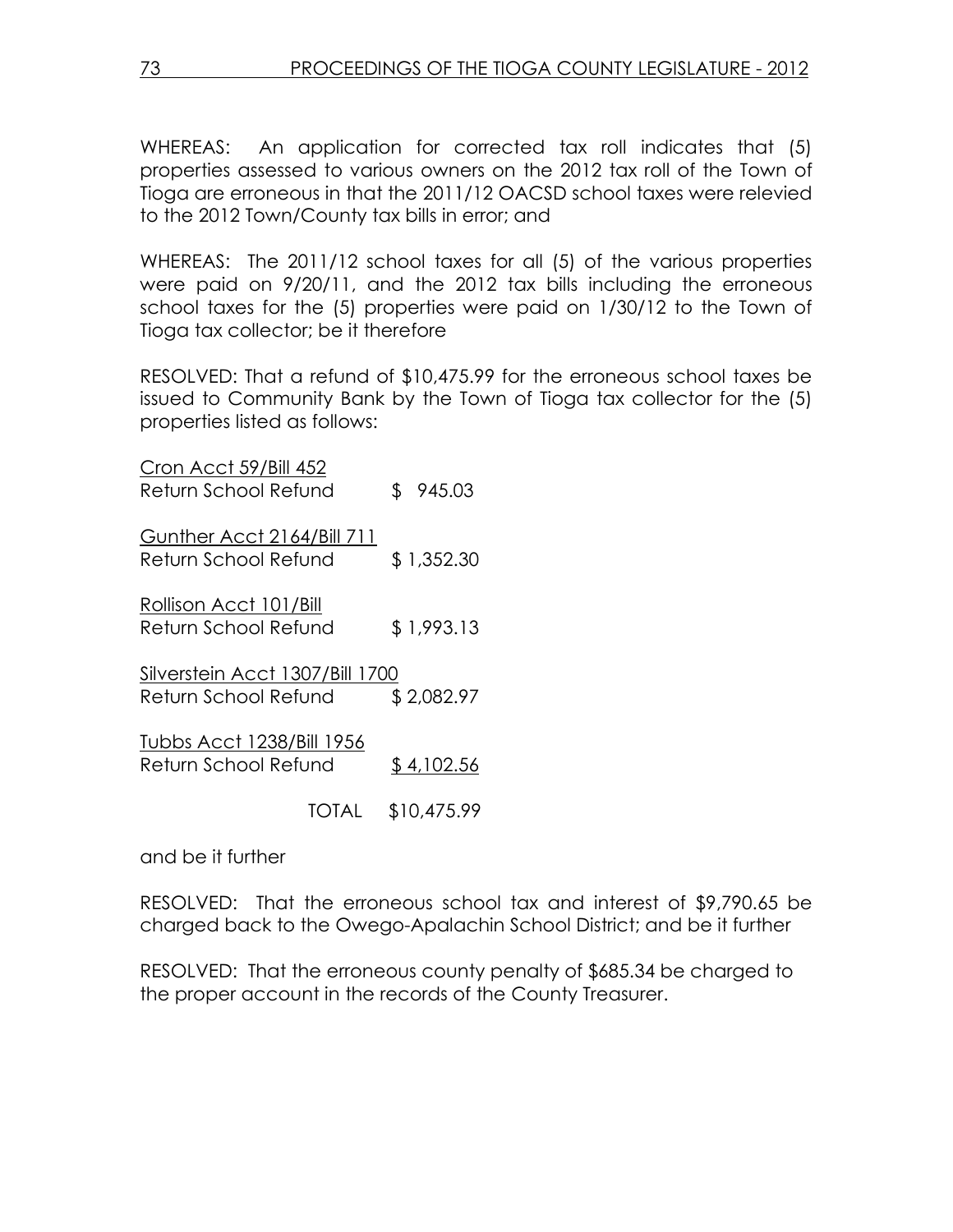WHEREAS: An application for corrected tax roll indicates that (5) properties assessed to various owners on the 2012 tax roll of the Town of Tioga are erroneous in that the 2011/12 OACSD school taxes were relevied to the 2012 Town/County tax bills in error; and

WHEREAS: The 2011/12 school taxes for all (5) of the various properties were paid on 9/20/11, and the 2012 tax bills including the erroneous school taxes for the (5) properties were paid on 1/30/12 to the Town of Tioga tax collector; be it therefore

RESOLVED: That a refund of $10,475.99 for the erroneous school taxes be issued to Community Bank by the Town of Tioga tax collector for the (5) properties listed as follows:

<u>Cron Acct 59/Bill 452</u>
Return School Refund $ 945.03

<u>Gunther Acct 2164/Bill 711</u>
Return School Refund $ 1,352.30

<u>Rollison Acct 101/Bill</u>
Return School Refund $ 1,993.13

<u>Silverstein Acct 1307/Bill 1700</u>
Return School Refund $ 2,082.97

<u>Tubbs Acct 1238/Bill 1956</u>
Return School Refund <u>$ 4,102.56</u>

TOTAL $10,475.99

and be it further

RESOLVED: That the erroneous school tax and interest of $9,790.65 be charged back to the Owego-Apalachin School District; and be it further

RESOLVED: That the erroneous county penalty of $685.34 be charged to the proper account in the records of the County Treasurer.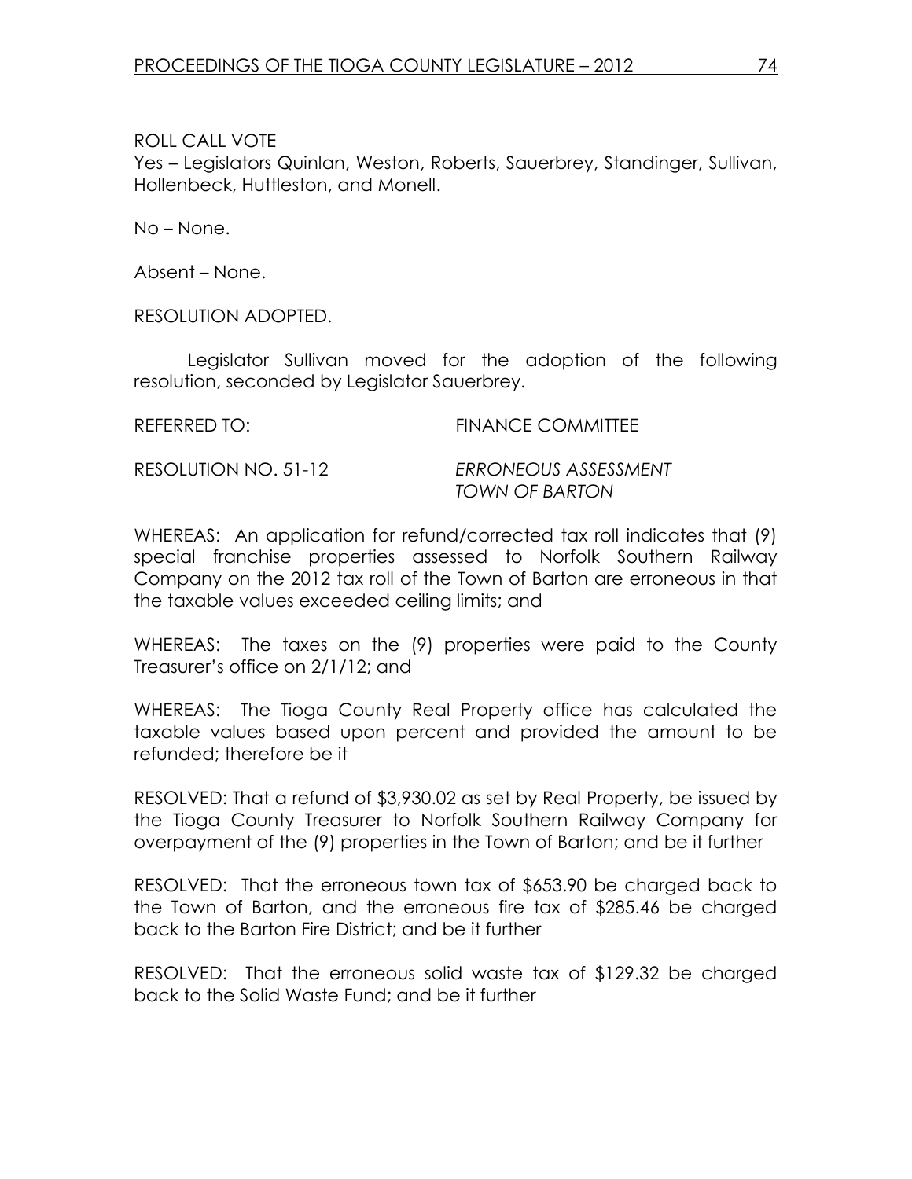ROLL CALL VOTE

Yes – Legislators Quinlan, Weston, Roberts, Sauerbrey, Standinger, Sullivan, Hollenbeck, Huttleston, and Monell.

No – None.

Absent – None.

RESOLUTION ADOPTED.

Legislator Sullivan moved for the adoption of the following resolution, seconded by Legislator Sauerbrey.

REFERRED TO: FINANCE COMMITTEE

RESOLUTION NO. 51-12 *ERRONEOUS ASSESSMENT TOWN OF BARTON*

WHEREAS: An application for refund/corrected tax roll indicates that (9) special franchise properties assessed to Norfolk Southern Railway Company on the 2012 tax roll of the Town of Barton are erroneous in that the taxable values exceeded ceiling limits; and

WHEREAS: The taxes on the (9) properties were paid to the County Treasurer's office on 2/1/12; and

WHEREAS: The Tioga County Real Property office has calculated the taxable values based upon percent and provided the amount to be refunded; therefore be it

RESOLVED: That a refund of $3,930.02 as set by Real Property, be issued by the Tioga County Treasurer to Norfolk Southern Railway Company for overpayment of the (9) properties in the Town of Barton; and be it further

RESOLVED: That the erroneous town tax of $653.90 be charged back to the Town of Barton, and the erroneous fire tax of $285.46 be charged back to the Barton Fire District; and be it further

RESOLVED: That the erroneous solid waste tax of $129.32 be charged back to the Solid Waste Fund; and be it further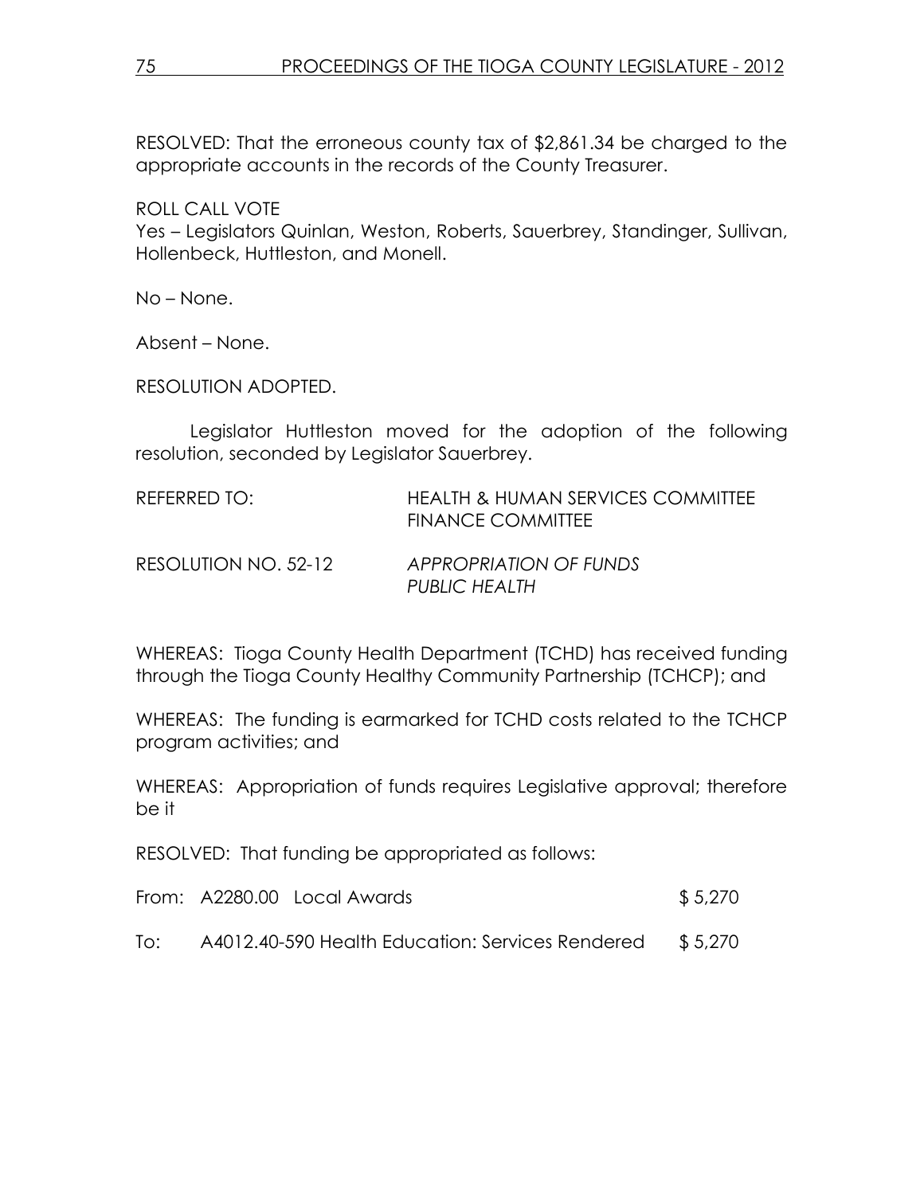RESOLVED: That the erroneous county tax of $2,861.34 be charged to the appropriate accounts in the records of the County Treasurer.

ROLL CALL VOTE
Yes – Legislators Quinlan, Weston, Roberts, Sauerbrey, Standinger, Sullivan, Hollenbeck, Huttleston, and Monell.

No – None.

Absent – None.

RESOLUTION ADOPTED.

Legislator Huttleston moved for the adoption of the following resolution, seconded by Legislator Sauerbrey.

REFERRED TO: HEALTH & HUMAN SERVICES COMMITTEE
FINANCE COMMITTEE

RESOLUTION NO. 52-12 *APPROPRIATION OF FUNDS*
*PUBLIC HEALTH*

WHEREAS: Tioga County Health Department (TCHD) has received funding through the Tioga County Healthy Community Partnership (TCHCP); and

WHEREAS: The funding is earmarked for TCHD costs related to the TCHCP program activities; and

WHEREAS: Appropriation of funds requires Legislative approval; therefore be it

RESOLVED: That funding be appropriated as follows:

From: A2280.00 Local Awards $ 5,270

To: A4012.40-590 Health Education: Services Rendered $ 5,270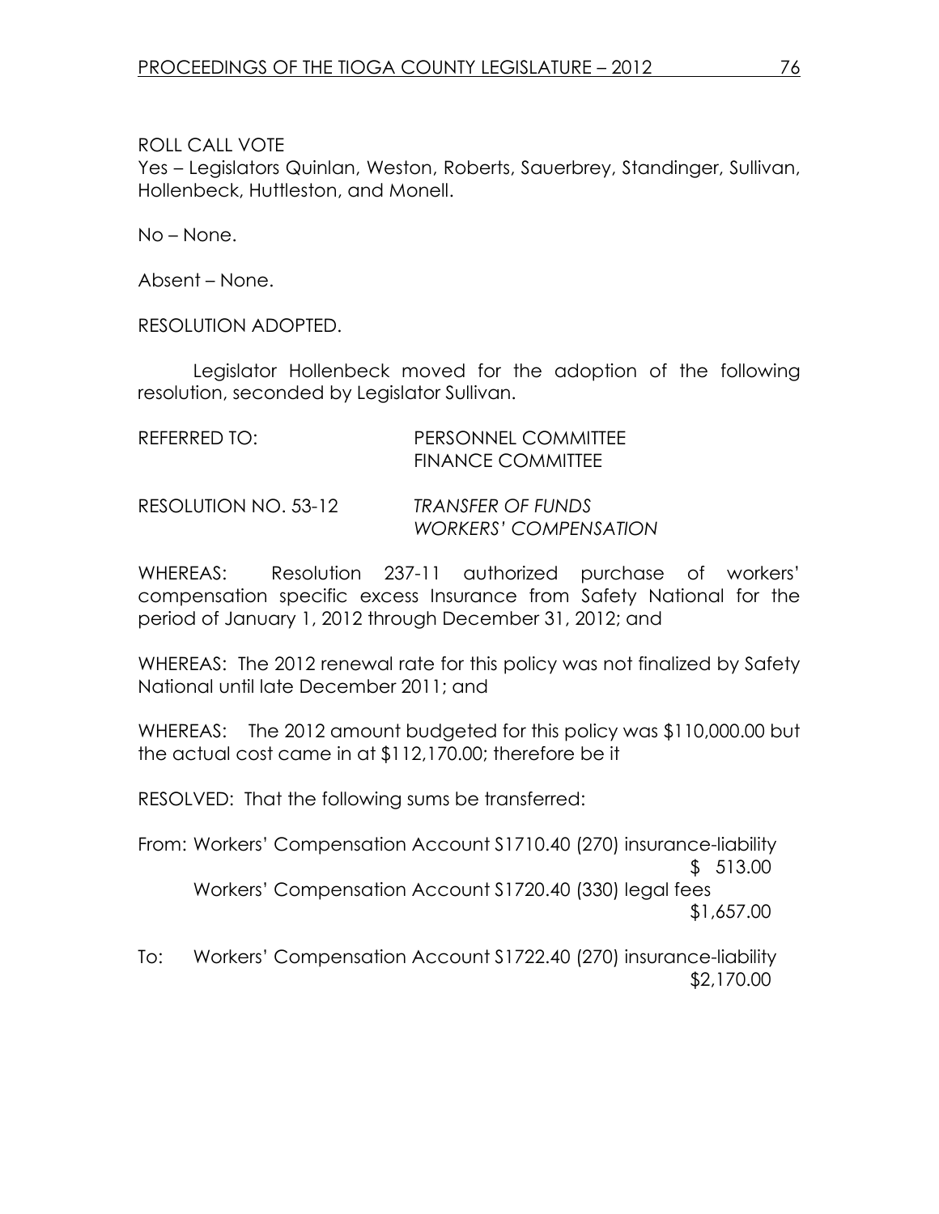ROLL CALL VOTE
Yes – Legislators Quinlan, Weston, Roberts, Sauerbrey, Standinger, Sullivan, Hollenbeck, Huttleston, and Monell.

No – None.

Absent – None.

RESOLUTION ADOPTED.

Legislator Hollenbeck moved for the adoption of the following resolution, seconded by Legislator Sullivan.

REFERRED TO: PERSONNEL COMMITTEE
FINANCE COMMITTEE

RESOLUTION NO. 53-12 *TRANSFER OF FUNDS*
*WORKERS' COMPENSATION*

WHEREAS: Resolution 237-11 authorized purchase of workers' compensation specific excess Insurance from Safety National for the period of January 1, 2012 through December 31, 2012; and

WHEREAS: The 2012 renewal rate for this policy was not finalized by Safety National until late December 2011; and

WHEREAS: The 2012 amount budgeted for this policy was $110,000.00 but the actual cost came in at $112,170.00; therefore be it

RESOLVED: That the following sums be transferred:

From: Workers' Compensation Account S1710.40 (270) insurance-liability $ 513.00
Workers' Compensation Account S1720.40 (330) legal fees $1,657.00

To: Workers' Compensation Account S1722.40 (270) insurance-liability $2,170.00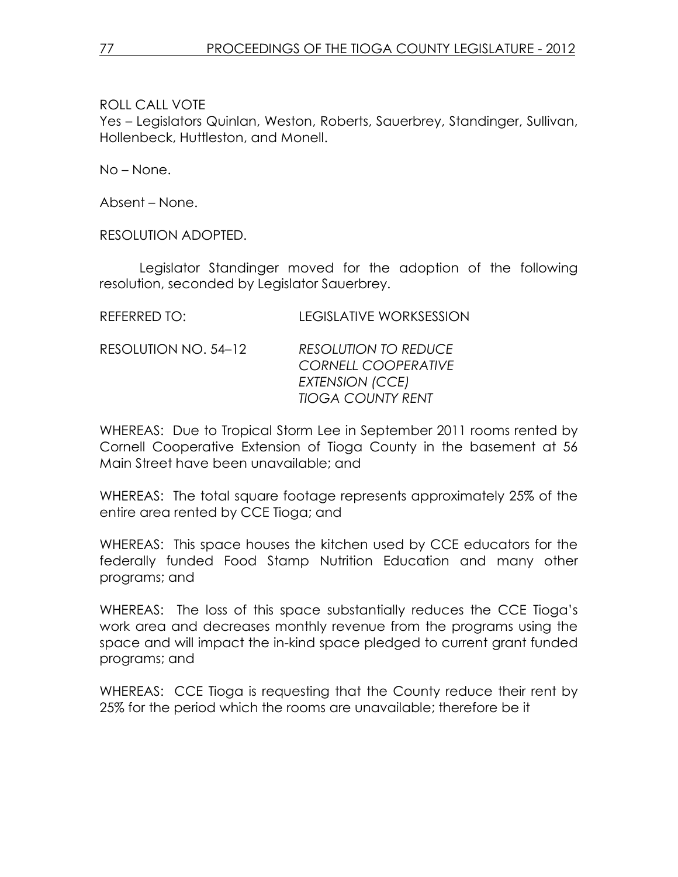ROLL CALL VOTE
Yes – Legislators Quinlan, Weston, Roberts, Sauerbrey, Standinger, Sullivan, Hollenbeck, Huttleston, and Monell.

No – None.

Absent – None.

RESOLUTION ADOPTED.

Legislator Standinger moved for the adoption of the following resolution, seconded by Legislator Sauerbrey.

REFERRED TO: LEGISLATIVE WORKSESSION

RESOLUTION NO. 54–12 *RESOLUTION TO REDUCE CORNELL COOPERATIVE EXTENSION (CCE) TIOGA COUNTY RENT*

WHEREAS: Due to Tropical Storm Lee in September 2011 rooms rented by Cornell Cooperative Extension of Tioga County in the basement at 56 Main Street have been unavailable; and

WHEREAS: The total square footage represents approximately 25% of the entire area rented by CCE Tioga; and

WHEREAS: This space houses the kitchen used by CCE educators for the federally funded Food Stamp Nutrition Education and many other programs; and

WHEREAS: The loss of this space substantially reduces the CCE Tioga's work area and decreases monthly revenue from the programs using the space and will impact the in-kind space pledged to current grant funded programs; and

WHEREAS: CCE Tioga is requesting that the County reduce their rent by 25% for the period which the rooms are unavailable; therefore be it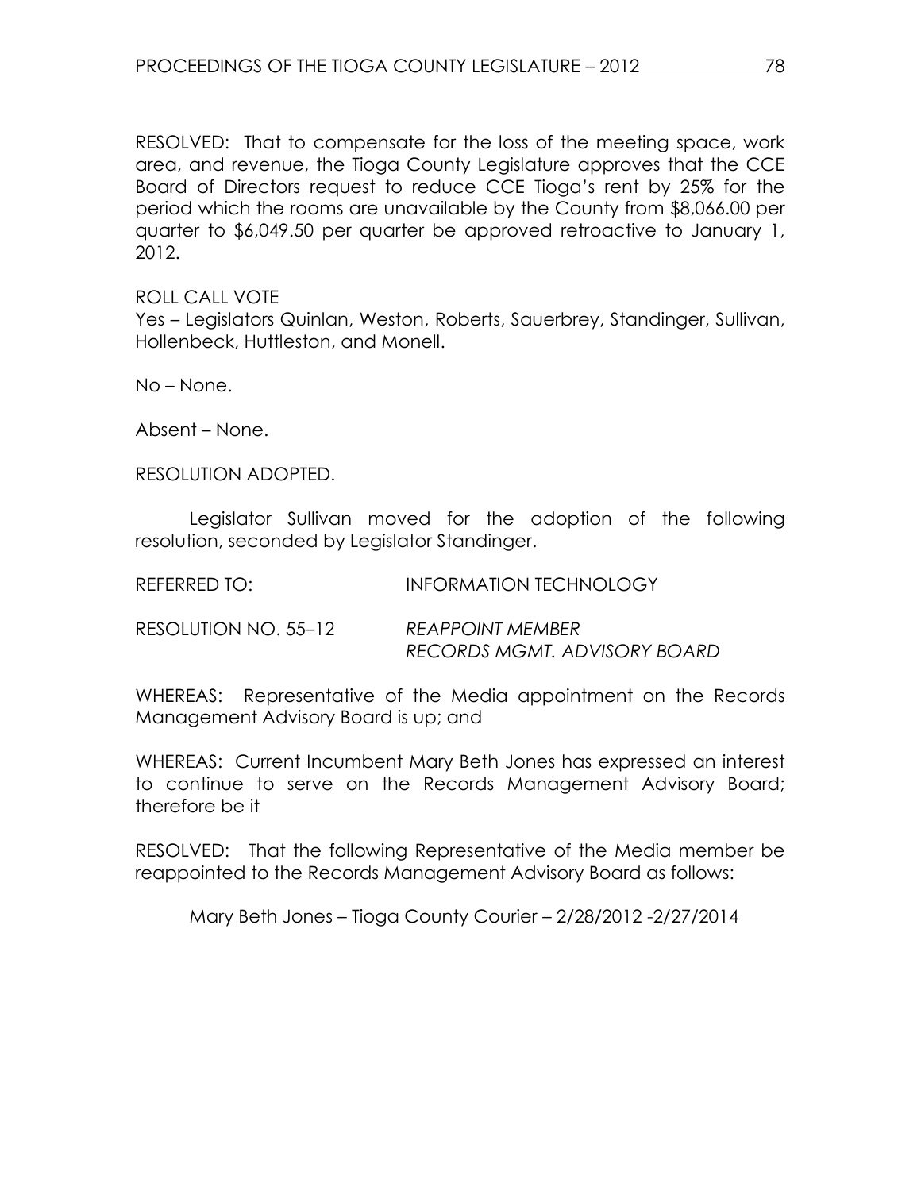RESOLVED: That to compensate for the loss of the meeting space, work area, and revenue, the Tioga County Legislature approves that the CCE Board of Directors request to reduce CCE Tioga's rent by 25% for the period which the rooms are unavailable by the County from $8,066.00 per quarter to $6,049.50 per quarter be approved retroactive to January 1, 2012.

ROLL CALL VOTE
Yes – Legislators Quinlan, Weston, Roberts, Sauerbrey, Standinger, Sullivan, Hollenbeck, Huttleston, and Monell.

No – None.

Absent – None.

RESOLUTION ADOPTED.

Legislator Sullivan moved for the adoption of the following resolution, seconded by Legislator Standinger.

REFERRED TO: INFORMATION TECHNOLOGY

RESOLUTION NO. 55–12 *REAPPOINT MEMBER RECORDS MGMT. ADVISORY BOARD*

WHEREAS: Representative of the Media appointment on the Records Management Advisory Board is up; and

WHEREAS: Current Incumbent Mary Beth Jones has expressed an interest to continue to serve on the Records Management Advisory Board; therefore be it

RESOLVED: That the following Representative of the Media member be reappointed to the Records Management Advisory Board as follows:

Mary Beth Jones – Tioga County Courier – 2/28/2012 -2/27/2014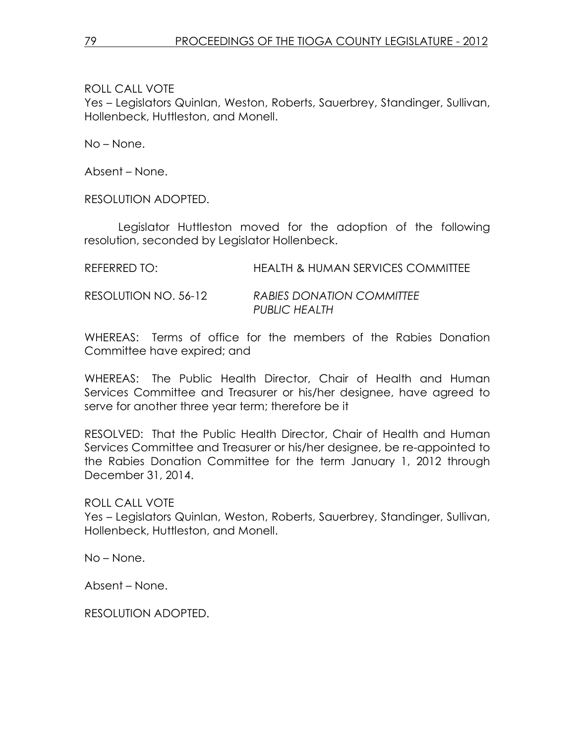ROLL CALL VOTE
Yes – Legislators Quinlan, Weston, Roberts, Sauerbrey, Standinger, Sullivan, Hollenbeck, Huttleston, and Monell.

No – None.

Absent – None.

RESOLUTION ADOPTED.

Legislator Huttleston moved for the adoption of the following resolution, seconded by Legislator Hollenbeck.

REFERRED TO: HEALTH & HUMAN SERVICES COMMITTEE

RESOLUTION NO. 56-12 *RABIES DONATION COMMITTEE PUBLIC HEALTH*

WHEREAS: Terms of office for the members of the Rabies Donation Committee have expired; and

WHEREAS: The Public Health Director, Chair of Health and Human Services Committee and Treasurer or his/her designee, have agreed to serve for another three year term; therefore be it

RESOLVED: That the Public Health Director, Chair of Health and Human Services Committee and Treasurer or his/her designee, be re-appointed to the Rabies Donation Committee for the term January 1, 2012 through December 31, 2014.

ROLL CALL VOTE
Yes – Legislators Quinlan, Weston, Roberts, Sauerbrey, Standinger, Sullivan, Hollenbeck, Huttleston, and Monell.

No – None.

Absent – None.

RESOLUTION ADOPTED.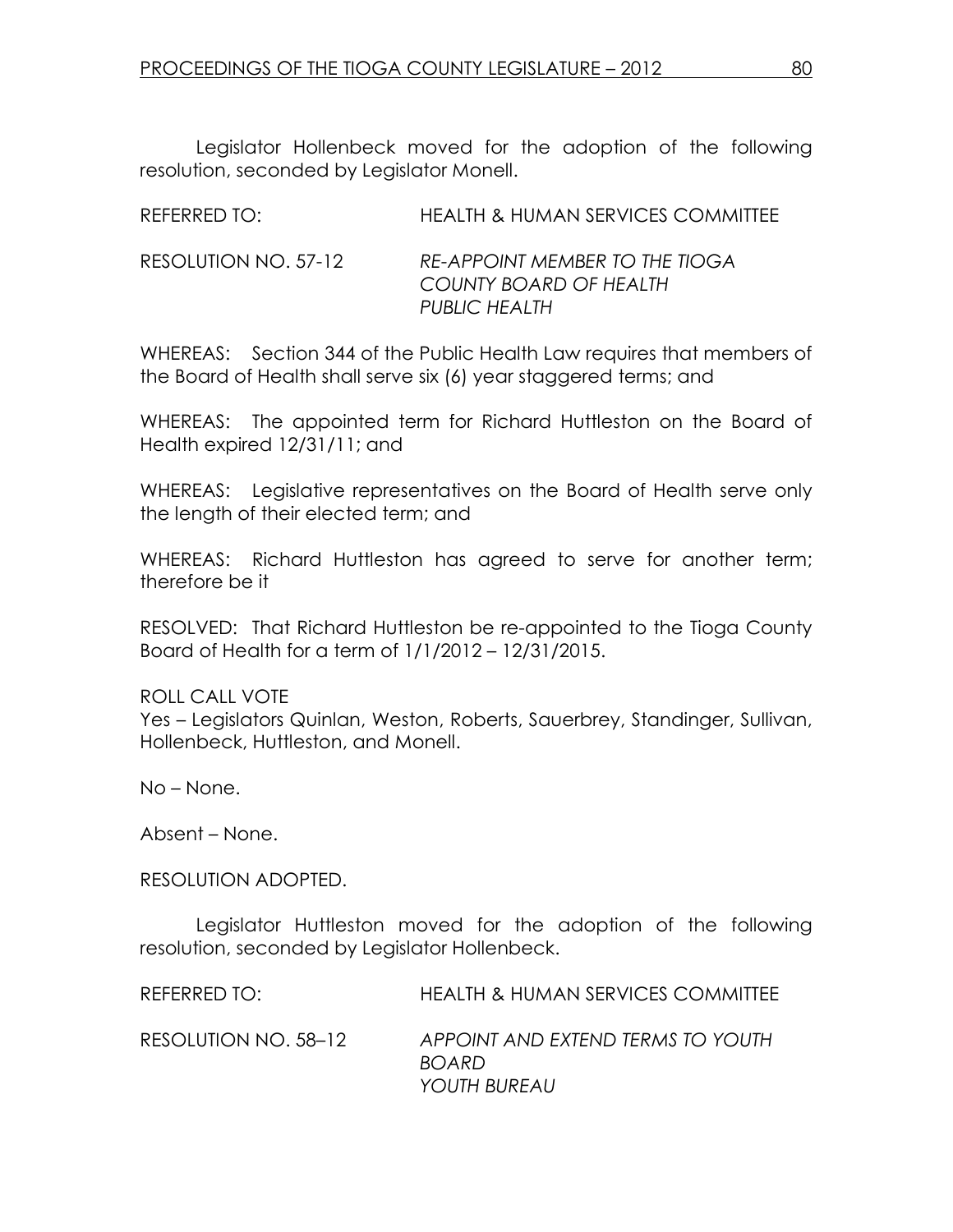Legislator Hollenbeck moved for the adoption of the following resolution, seconded by Legislator Monell.

REFERRED TO: HEALTH & HUMAN SERVICES COMMITTEE

RESOLUTION NO. 57-12 *RE-APPOINT MEMBER TO THE TIOGA COUNTY BOARD OF HEALTH PUBLIC HEALTH*

WHEREAS: Section 344 of the Public Health Law requires that members of the Board of Health shall serve six (6) year staggered terms; and

WHEREAS: The appointed term for Richard Huttleston on the Board of Health expired 12/31/11; and

WHEREAS: Legislative representatives on the Board of Health serve only the length of their elected term; and

WHEREAS: Richard Huttleston has agreed to serve for another term; therefore be it

RESOLVED: That Richard Huttleston be re-appointed to the Tioga County Board of Health for a term of 1/1/2012 – 12/31/2015.

ROLL CALL VOTE
Yes – Legislators Quinlan, Weston, Roberts, Sauerbrey, Standinger, Sullivan, Hollenbeck, Huttleston, and Monell.

No – None.

Absent – None.

RESOLUTION ADOPTED.

Legislator Huttleston moved for the adoption of the following resolution, seconded by Legislator Hollenbeck.

REFERRED TO: HEALTH & HUMAN SERVICES COMMITTEE

RESOLUTION NO. 58–12 *APPOINT AND EXTEND TERMS TO YOUTH BOARD YOUTH BUREAU*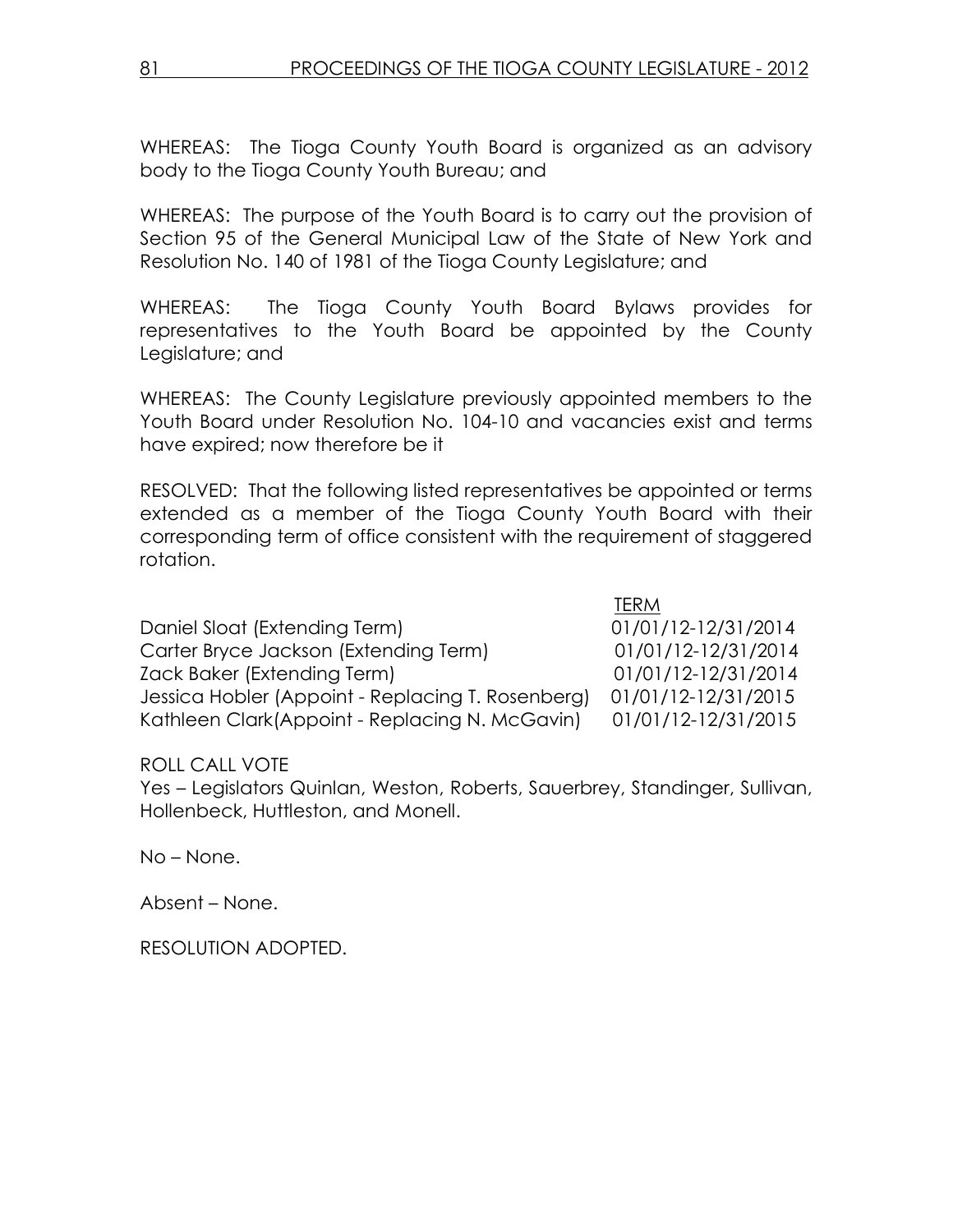WHEREAS: The Tioga County Youth Board is organized as an advisory body to the Tioga County Youth Bureau; and

WHEREAS: The purpose of the Youth Board is to carry out the provision of Section 95 of the General Municipal Law of the State of New York and Resolution No. 140 of 1981 of the Tioga County Legislature; and

WHEREAS: The Tioga County Youth Board Bylaws provides for representatives to the Youth Board be appointed by the County Legislature; and

WHEREAS: The County Legislature previously appointed members to the Youth Board under Resolution No. 104-10 and vacancies exist and terms have expired; now therefore be it

RESOLVED: That the following listed representatives be appointed or terms extended as a member of the Tioga County Youth Board with their corresponding term of office consistent with the requirement of staggered rotation.

| | TERM |
|---|---|
| Daniel Sloat (Extending Term) | 01/01/12-12/31/2014 |
| Carter Bryce Jackson (Extending Term) | 01/01/12-12/31/2014 |
| Zack Baker (Extending Term) | 01/01/12-12/31/2014 |
| Jessica Hobler (Appoint - Replacing T. Rosenberg) | 01/01/12-12/31/2015 |
| Kathleen Clark(Appoint - Replacing N. McGavin) | 01/01/12-12/31/2015 |

ROLL CALL VOTE

Yes – Legislators Quinlan, Weston, Roberts, Sauerbrey, Standinger, Sullivan, Hollenbeck, Huttleston, and Monell.

No – None.

Absent – None.

RESOLUTION ADOPTED.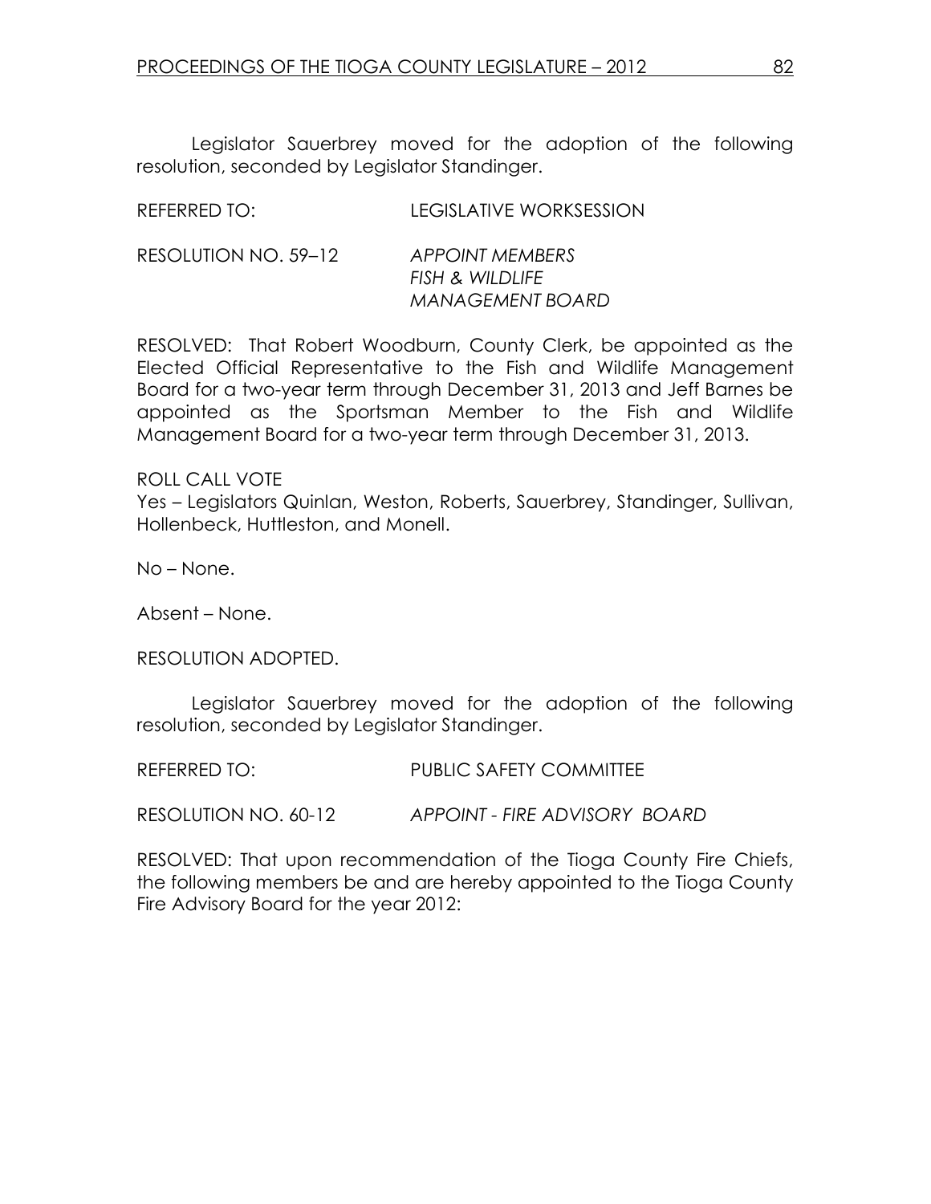Legislator Sauerbrey moved for the adoption of the following resolution, seconded by Legislator Standinger.

REFERRED TO: LEGISLATIVE WORKSESSION

RESOLUTION NO. 59–12 *APPOINT MEMBERS FISH & WILDLIFE MANAGEMENT BOARD*

RESOLVED: That Robert Woodburn, County Clerk, be appointed as the Elected Official Representative to the Fish and Wildlife Management Board for a two-year term through December 31, 2013 and Jeff Barnes be appointed as the Sportsman Member to the Fish and Wildlife Management Board for a two-year term through December 31, 2013.

ROLL CALL VOTE
Yes – Legislators Quinlan, Weston, Roberts, Sauerbrey, Standinger, Sullivan, Hollenbeck, Huttleston, and Monell.

No – None.

Absent – None.

RESOLUTION ADOPTED.

Legislator Sauerbrey moved for the adoption of the following resolution, seconded by Legislator Standinger.

REFERRED TO: PUBLIC SAFETY COMMITTEE

RESOLUTION NO. 60-12 *APPOINT - FIRE ADVISORY BOARD*

RESOLVED: That upon recommendation of the Tioga County Fire Chiefs, the following members be and are hereby appointed to the Tioga County Fire Advisory Board for the year 2012: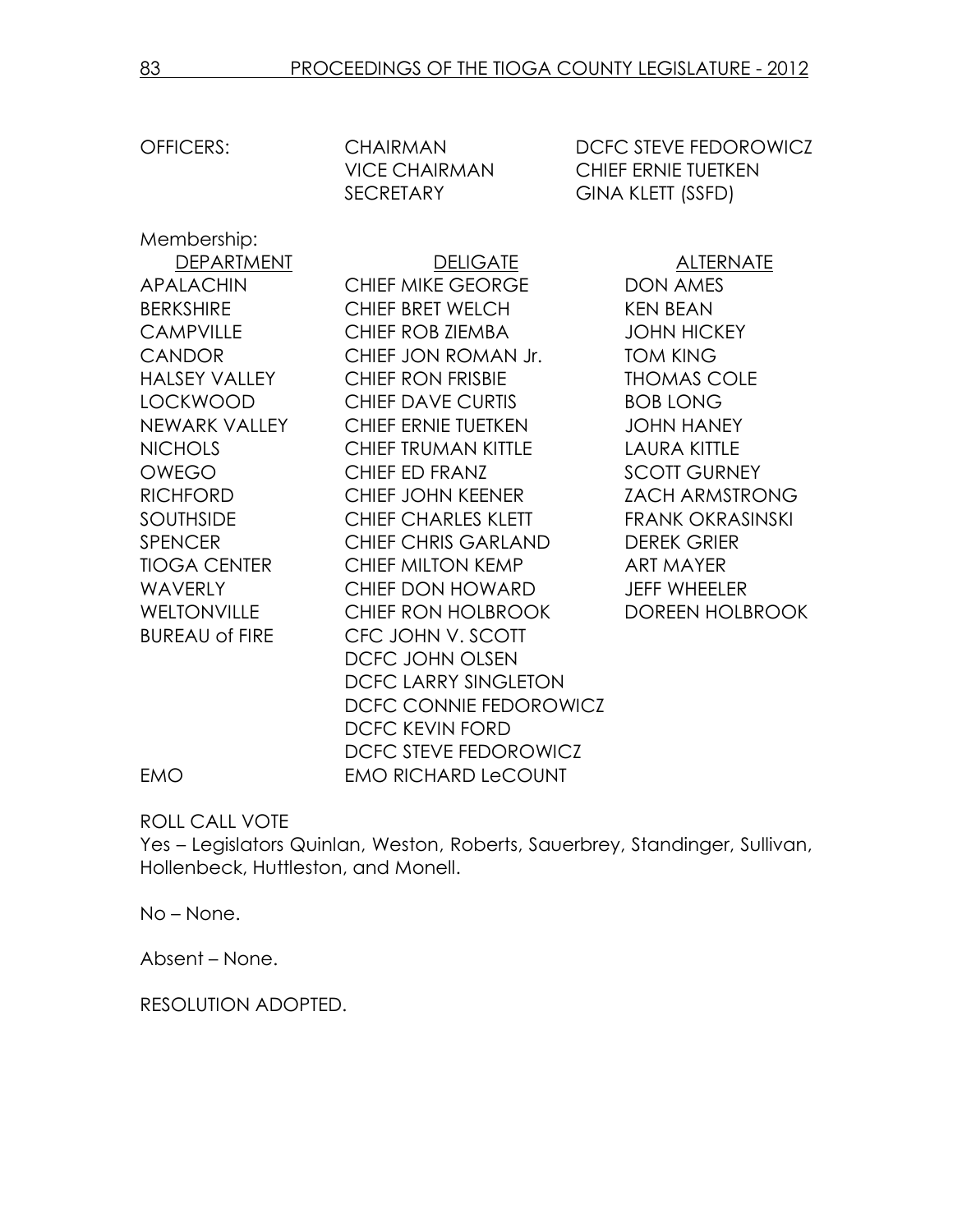| OFFICERS: | CHAIRMAN | DCFC STEVE FEDOROWICZ |
|---|---|---|
| | VICE CHAIRMAN | CHIEF ERNIE TUETKEN |
| | SECRETARY | GINA KLETT (SSFD) |

Membership:

| DEPARTMENT | DELIGATE | ALTERNATE |
|---|---|---|
| APALACHIN | CHIEF MIKE GEORGE | DON AMES |
| BERKSHIRE | CHIEF BRET WELCH | KEN BEAN |
| CAMPVILLE | CHIEF ROB ZIEMBA | JOHN HICKEY |
| CANDOR | CHIEF JON ROMAN Jr. | TOM KING |
| HALSEY VALLEY | CHIEF RON FRISBIE | THOMAS COLE |
| LOCKWOOD | CHIEF DAVE CURTIS | BOB LONG |
| NEWARK VALLEY | CHIEF ERNIE TUETKEN | JOHN HANEY |
| NICHOLS | CHIEF TRUMAN KITTLE | LAURA KITTLE |
| OWEGO | CHIEF ED FRANZ | SCOTT GURNEY |
| RICHFORD | CHIEF JOHN KEENER | ZACH ARMSTRONG |
| SOUTHSIDE | CHIEF CHARLES KLETT | FRANK OKRASINSKI |
| SPENCER | CHIEF CHRIS GARLAND | DEREK GRIER |
| TIOGA CENTER | CHIEF MILTON KEMP | ART MAYER |
| WAVERLY | CHIEF DON HOWARD | JEFF WHEELER |
| WELTONVILLE | CHIEF RON HOLBROOK | DOREEN HOLBROOK |
| BUREAU of FIRE | CFC JOHN V. SCOTT | |
| | DCFC JOHN OLSEN | |
| | DCFC LARRY SINGLETON | |
| | DCFC CONNIE FEDOROWICZ | |
| | DCFC KEVIN FORD | |
| | DCFC STEVE FEDOROWICZ | |
| EMO | EMO RICHARD LeCOUNT | |

ROLL CALL VOTE

Yes – Legislators Quinlan, Weston, Roberts, Sauerbrey, Standinger, Sullivan, Hollenbeck, Huttleston, and Monell.

No – None.

Absent – None.

RESOLUTION ADOPTED.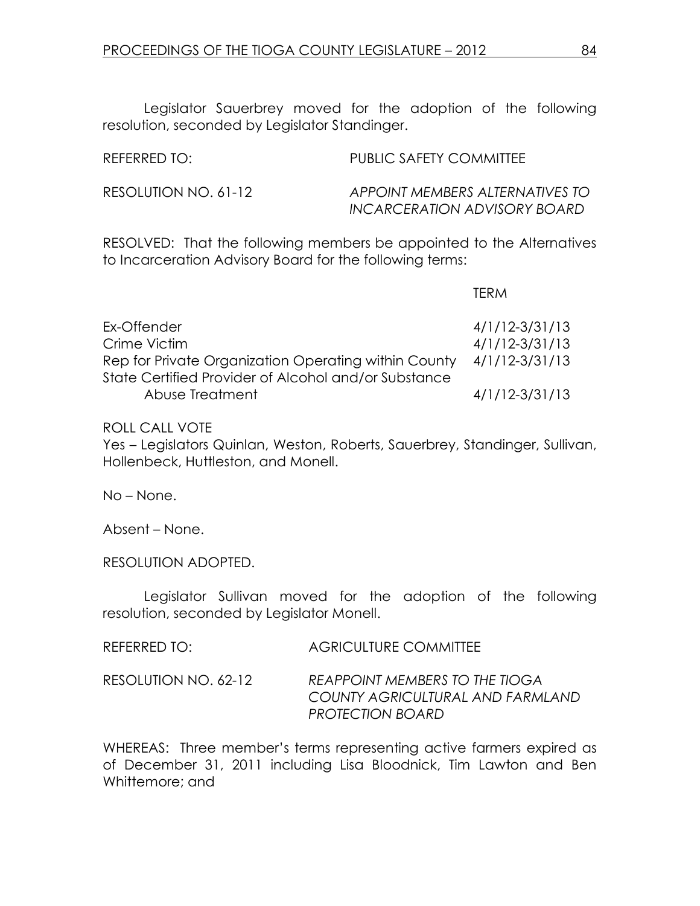Legislator Sauerbrey moved for the adoption of the following resolution, seconded by Legislator Standinger.

REFERRED TO: PUBLIC SAFETY COMMITTEE

RESOLUTION NO. 61-12 *APPOINT MEMBERS ALTERNATIVES TO INCARCERATION ADVISORY BOARD*

RESOLVED: That the following members be appointed to the Alternatives to Incarceration Advisory Board for the following terms:

| | TERM |
|---|---|
| Ex-Offender | 4/1/12-3/31/13 |
| Crime Victim | 4/1/12-3/31/13 |
| Rep for Private Organization Operating within County | 4/1/12-3/31/13 |
| State Certified Provider of Alcohol and/or Substance Abuse Treatment | 4/1/12-3/31/13 |

ROLL CALL VOTE
Yes – Legislators Quinlan, Weston, Roberts, Sauerbrey, Standinger, Sullivan, Hollenbeck, Huttleston, and Monell.

No – None.

Absent – None.

RESOLUTION ADOPTED.

Legislator Sullivan moved for the adoption of the following resolution, seconded by Legislator Monell.

REFERRED TO: AGRICULTURE COMMITTEE

RESOLUTION NO. 62-12 *REAPPOINT MEMBERS TO THE TIOGA COUNTY AGRICULTURAL AND FARMLAND PROTECTION BOARD*

WHEREAS: Three member's terms representing active farmers expired as of December 31, 2011 including Lisa Bloodnick, Tim Lawton and Ben Whittemore; and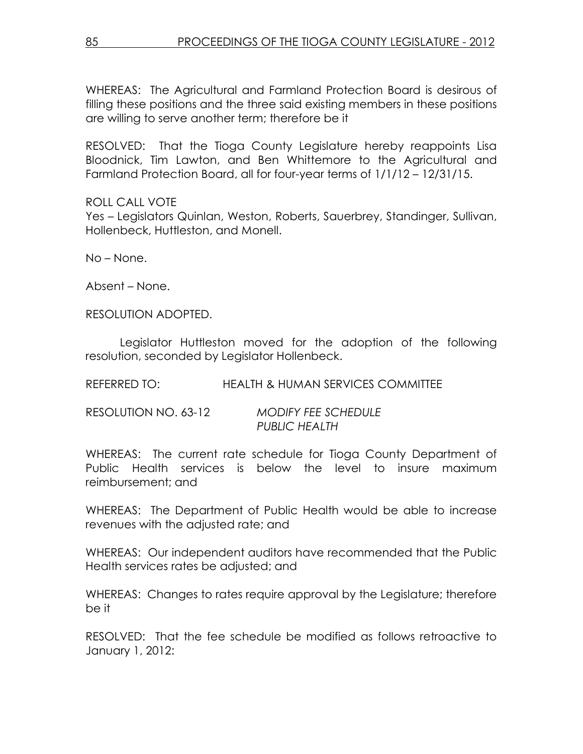WHEREAS: The Agricultural and Farmland Protection Board is desirous of filling these positions and the three said existing members in these positions are willing to serve another term; therefore be it

RESOLVED: That the Tioga County Legislature hereby reappoints Lisa Bloodnick, Tim Lawton, and Ben Whittemore to the Agricultural and Farmland Protection Board, all for four-year terms of 1/1/12 – 12/31/15.

ROLL CALL VOTE
Yes – Legislators Quinlan, Weston, Roberts, Sauerbrey, Standinger, Sullivan, Hollenbeck, Huttleston, and Monell.

No – None.

Absent – None.

RESOLUTION ADOPTED.

Legislator Huttleston moved for the adoption of the following resolution, seconded by Legislator Hollenbeck.

REFERRED TO: HEALTH & HUMAN SERVICES COMMITTEE

RESOLUTION NO. 63-12 *MODIFY FEE SCHEDULE PUBLIC HEALTH*

WHEREAS: The current rate schedule for Tioga County Department of Public Health services is below the level to insure maximum reimbursement; and

WHEREAS: The Department of Public Health would be able to increase revenues with the adjusted rate; and

WHEREAS: Our independent auditors have recommended that the Public Health services rates be adjusted; and

WHEREAS: Changes to rates require approval by the Legislature; therefore be it

RESOLVED: That the fee schedule be modified as follows retroactive to January 1, 2012: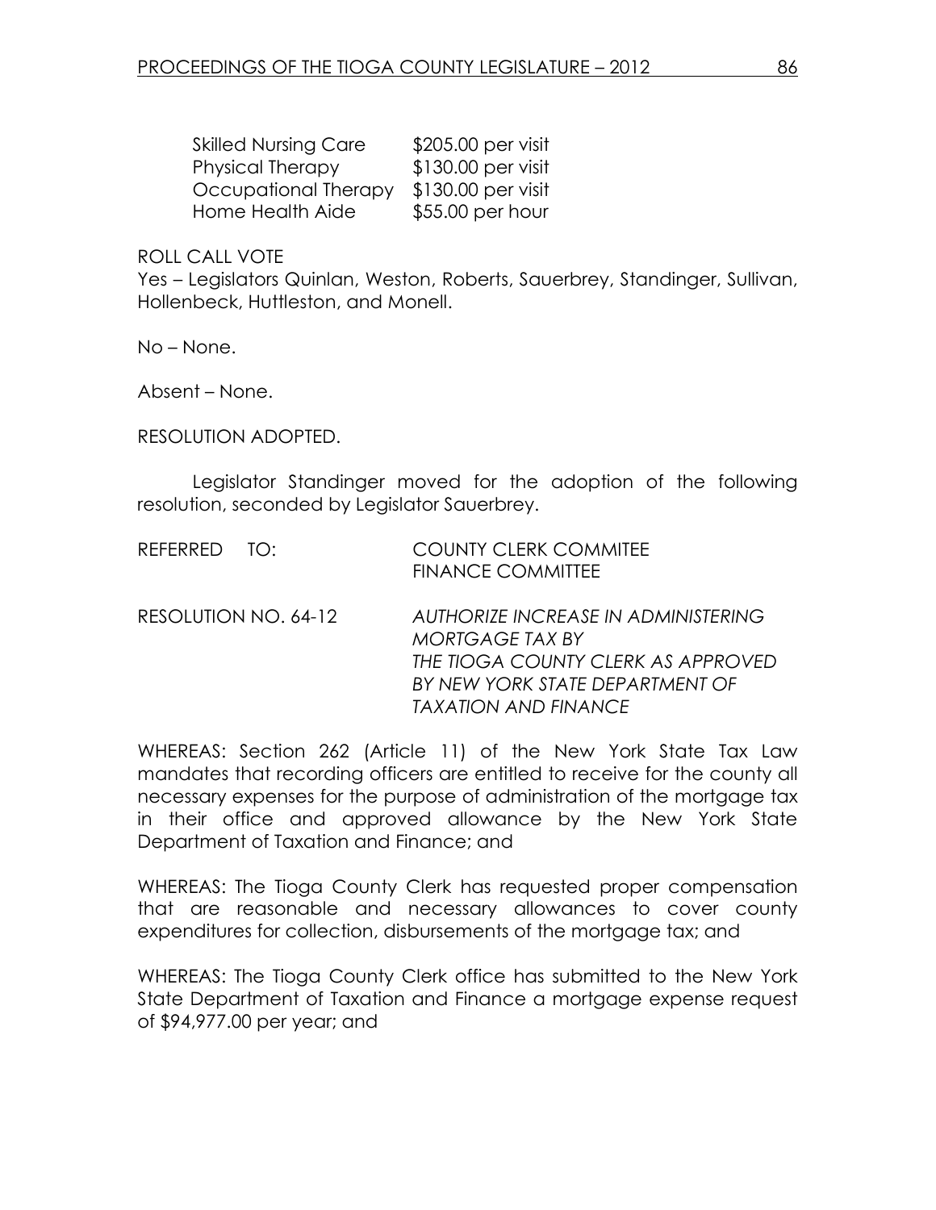| | |
|---|---|
| Skilled Nursing Care | $205.00 per visit |
| Physical Therapy | $130.00 per visit |
| Occupational Therapy | $130.00 per visit |
| Home Health Aide | $55.00 per hour |

ROLL CALL VOTE
Yes – Legislators Quinlan, Weston, Roberts, Sauerbrey, Standinger, Sullivan, Hollenbeck, Huttleston, and Monell.

No – None.

Absent – None.

RESOLUTION ADOPTED.

Legislator Standinger moved for the adoption of the following resolution, seconded by Legislator Sauerbrey.

REFERRED TO: COUNTY CLERK COMMITEE
FINANCE COMMITTEE

RESOLUTION NO. 64-12 *AUTHORIZE INCREASE IN ADMINISTERING MORTGAGE TAX BY THE TIOGA COUNTY CLERK AS APPROVED BY NEW YORK STATE DEPARTMENT OF TAXATION AND FINANCE*

WHEREAS: Section 262 (Article 11) of the New York State Tax Law mandates that recording officers are entitled to receive for the county all necessary expenses for the purpose of administration of the mortgage tax in their office and approved allowance by the New York State Department of Taxation and Finance; and

WHEREAS: The Tioga County Clerk has requested proper compensation that are reasonable and necessary allowances to cover county expenditures for collection, disbursements of the mortgage tax; and

WHEREAS: The Tioga County Clerk office has submitted to the New York State Department of Taxation and Finance a mortgage expense request of $94,977.00 per year; and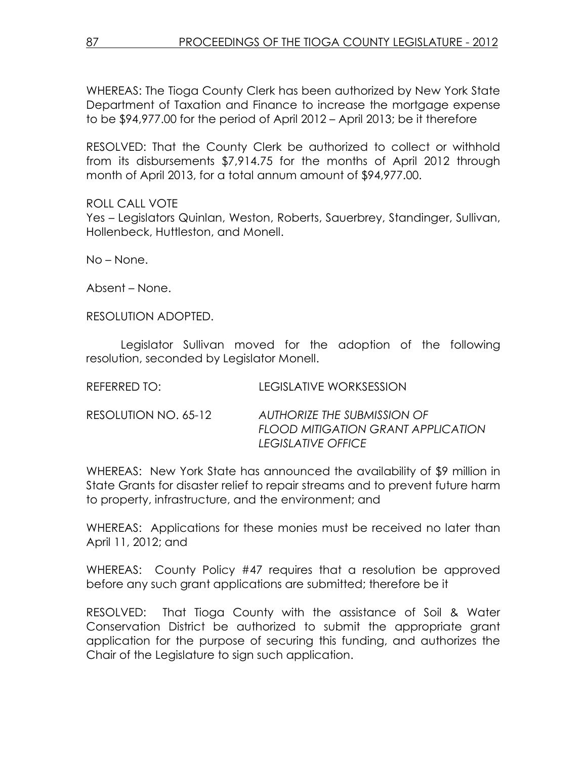WHEREAS: The Tioga County Clerk has been authorized by New York State Department of Taxation and Finance to increase the mortgage expense to be $94,977.00 for the period of April 2012 – April 2013; be it therefore

RESOLVED: That the County Clerk be authorized to collect or withhold from its disbursements $7,914.75 for the months of April 2012 through month of April 2013, for a total annum amount of $94,977.00.

ROLL CALL VOTE
Yes – Legislators Quinlan, Weston, Roberts, Sauerbrey, Standinger, Sullivan, Hollenbeck, Huttleston, and Monell.

No – None.

Absent – None.

RESOLUTION ADOPTED.

Legislator Sullivan moved for the adoption of the following resolution, seconded by Legislator Monell.

REFERRED TO: LEGISLATIVE WORKSESSION

RESOLUTION NO. 65-12 *AUTHORIZE THE SUBMISSION OF FLOOD MITIGATION GRANT APPLICATION LEGISLATIVE OFFICE*

WHEREAS: New York State has announced the availability of $9 million in State Grants for disaster relief to repair streams and to prevent future harm to property, infrastructure, and the environment; and

WHEREAS: Applications for these monies must be received no later than April 11, 2012; and

WHEREAS: County Policy #47 requires that a resolution be approved before any such grant applications are submitted; therefore be it

RESOLVED: That Tioga County with the assistance of Soil & Water Conservation District be authorized to submit the appropriate grant application for the purpose of securing this funding, and authorizes the Chair of the Legislature to sign such application.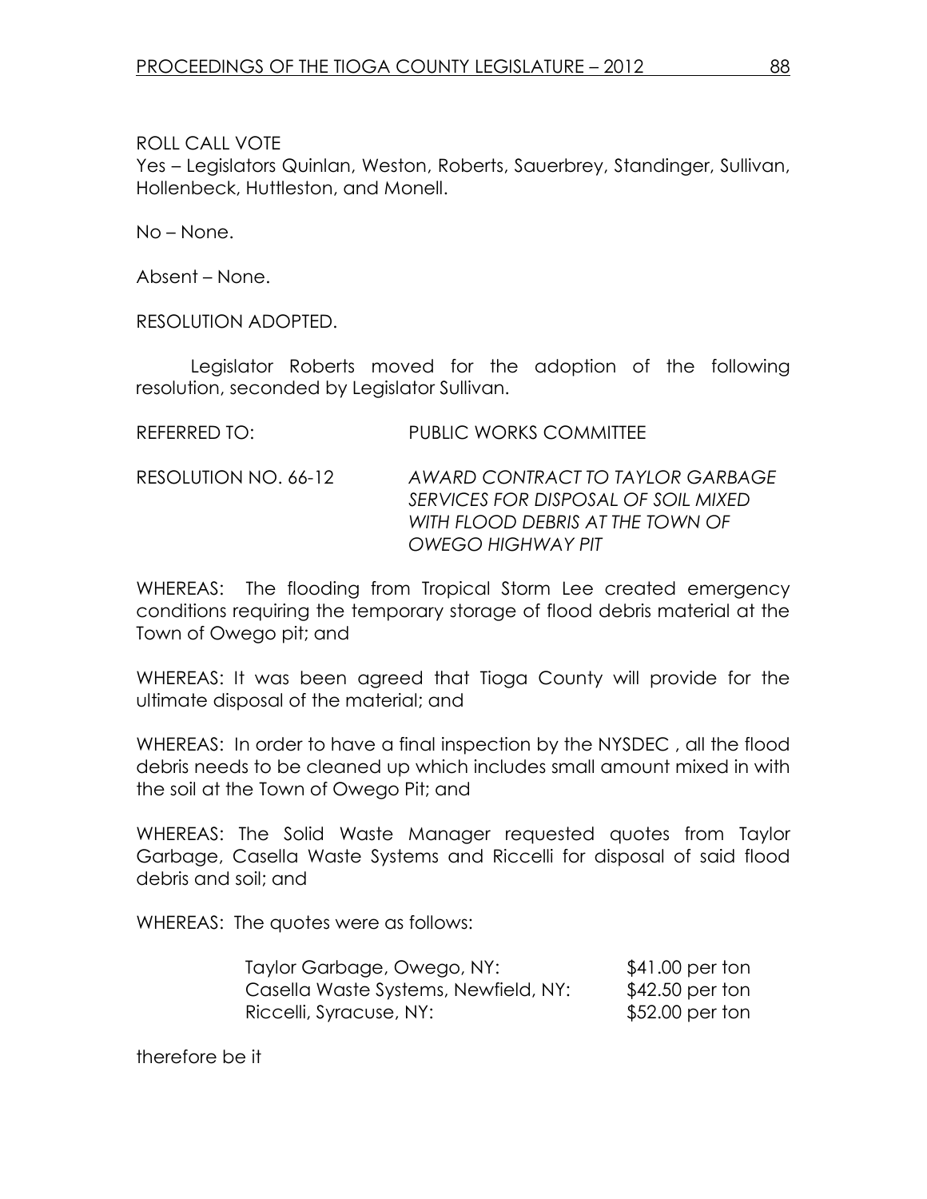ROLL CALL VOTE
Yes – Legislators Quinlan, Weston, Roberts, Sauerbrey, Standinger, Sullivan, Hollenbeck, Huttleston, and Monell.

No – None.

Absent – None.

RESOLUTION ADOPTED.

Legislator Roberts moved for the adoption of the following resolution, seconded by Legislator Sullivan.

REFERRED TO: PUBLIC WORKS COMMITTEE

RESOLUTION NO. 66-12 *AWARD CONTRACT TO TAYLOR GARBAGE SERVICES FOR DISPOSAL OF SOIL MIXED WITH FLOOD DEBRIS AT THE TOWN OF OWEGO HIGHWAY PIT*

WHEREAS: The flooding from Tropical Storm Lee created emergency conditions requiring the temporary storage of flood debris material at the Town of Owego pit; and

WHEREAS: It was been agreed that Tioga County will provide for the ultimate disposal of the material; and

WHEREAS: In order to have a final inspection by the NYSDEC , all the flood debris needs to be cleaned up which includes small amount mixed in with the soil at the Town of Owego Pit; and

WHEREAS: The Solid Waste Manager requested quotes from Taylor Garbage, Casella Waste Systems and Riccelli for disposal of said flood debris and soil; and

WHEREAS: The quotes were as follows:

| | |
|---|---|
| Taylor Garbage, Owego, NY: | $41.00 per ton |
| Casella Waste Systems, Newfield, NY: | $42.50 per ton |
| Riccelli, Syracuse, NY: | $52.00 per ton |

therefore be it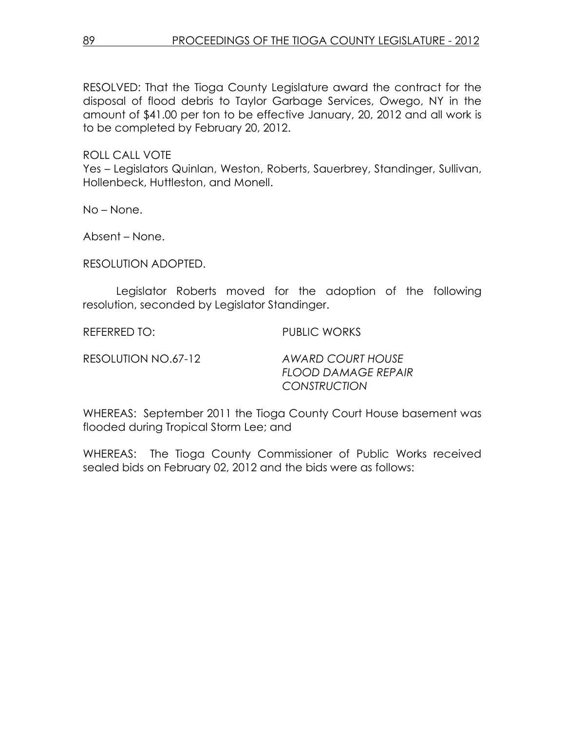RESOLVED: That the Tioga County Legislature award the contract for the disposal of flood debris to Taylor Garbage Services, Owego, NY in the amount of $41.00 per ton to be effective January, 20, 2012 and all work is to be completed by February 20, 2012.

ROLL CALL VOTE
Yes – Legislators Quinlan, Weston, Roberts, Sauerbrey, Standinger, Sullivan, Hollenbeck, Huttleston, and Monell.

No – None.

Absent – None.

RESOLUTION ADOPTED.

Legislator Roberts moved for the adoption of the following resolution, seconded by Legislator Standinger.

REFERRED TO: PUBLIC WORKS

RESOLUTION NO.67-12 *AWARD COURT HOUSE FLOOD DAMAGE REPAIR CONSTRUCTION*

WHEREAS: September 2011 the Tioga County Court House basement was flooded during Tropical Storm Lee; and

WHEREAS: The Tioga County Commissioner of Public Works received sealed bids on February 02, 2012 and the bids were as follows: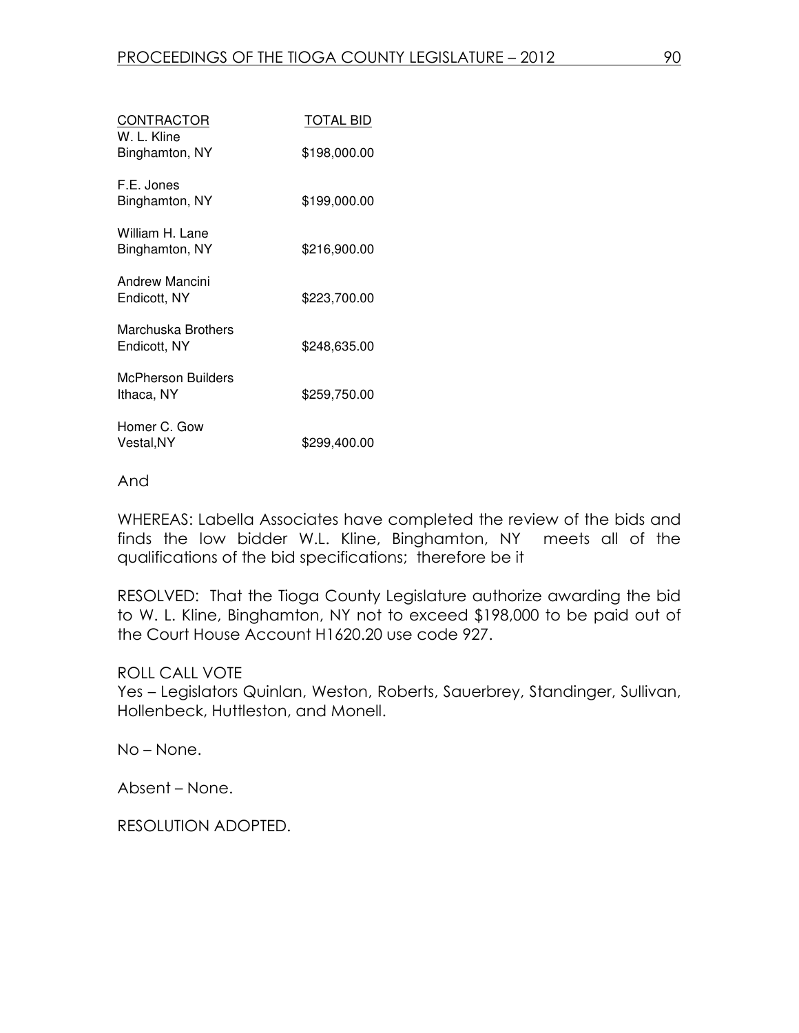| CONTRACTOR | TOTAL BID |
|---|---|
| W. L. Kline<br>Binghamton, NY | $198,000.00 |
| F.E. Jones<br>Binghamton, NY | $199,000.00 |
| William H. Lane<br>Binghamton, NY | $216,900.00 |
| Andrew Mancini<br>Endicott, NY | $223,700.00 |
| Marchuska Brothers<br>Endicott, NY | $248,635.00 |
| McPherson Builders<br>Ithaca, NY | $259,750.00 |
| Homer C. Gow<br>Vestal,NY | $299,400.00 |

And

WHEREAS: Labella Associates have completed the review of the bids and finds the low bidder W.L. Kline, Binghamton, NY meets all of the qualifications of the bid specifications; therefore be it

RESOLVED: That the Tioga County Legislature authorize awarding the bid to W. L. Kline, Binghamton, NY not to exceed $198,000 to be paid out of the Court House Account H1620.20 use code 927.

ROLL CALL VOTE
Yes – Legislators Quinlan, Weston, Roberts, Sauerbrey, Standinger, Sullivan, Hollenbeck, Huttleston, and Monell.

No – None.

Absent – None.

RESOLUTION ADOPTED.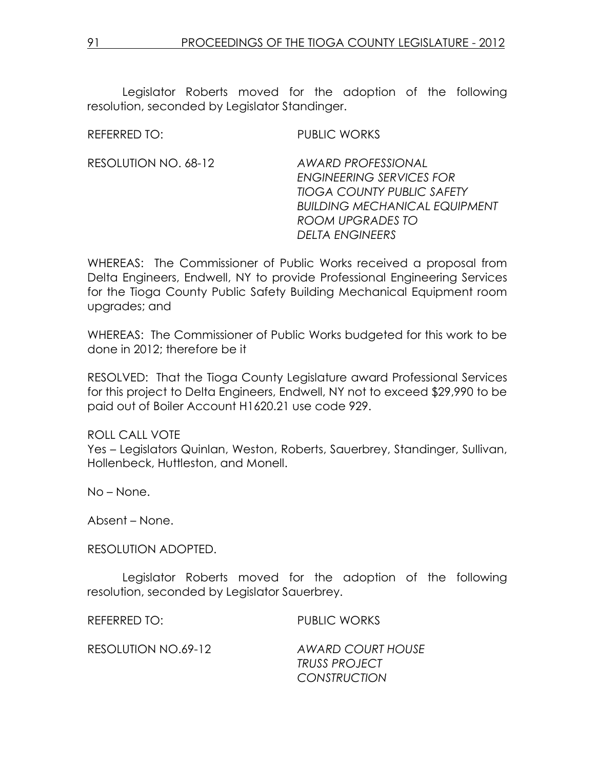Legislator Roberts moved for the adoption of the following resolution, seconded by Legislator Standinger.

REFERRED TO: PUBLIC WORKS

RESOLUTION NO. 68-12 *AWARD PROFESSIONAL ENGINEERING SERVICES FOR TIOGA COUNTY PUBLIC SAFETY BUILDING MECHANICAL EQUIPMENT ROOM UPGRADES TO DELTA ENGINEERS*

WHEREAS: The Commissioner of Public Works received a proposal from Delta Engineers, Endwell, NY to provide Professional Engineering Services for the Tioga County Public Safety Building Mechanical Equipment room upgrades; and

WHEREAS: The Commissioner of Public Works budgeted for this work to be done in 2012; therefore be it

RESOLVED: That the Tioga County Legislature award Professional Services for this project to Delta Engineers, Endwell, NY not to exceed $29,990 to be paid out of Boiler Account H1620.21 use code 929.

ROLL CALL VOTE
Yes – Legislators Quinlan, Weston, Roberts, Sauerbrey, Standinger, Sullivan, Hollenbeck, Huttleston, and Monell.

No – None.

Absent – None.

RESOLUTION ADOPTED.

Legislator Roberts moved for the adoption of the following resolution, seconded by Legislator Sauerbrey.

REFERRED TO: PUBLIC WORKS

RESOLUTION NO.69-12 *AWARD COURT HOUSE TRUSS PROJECT CONSTRUCTION*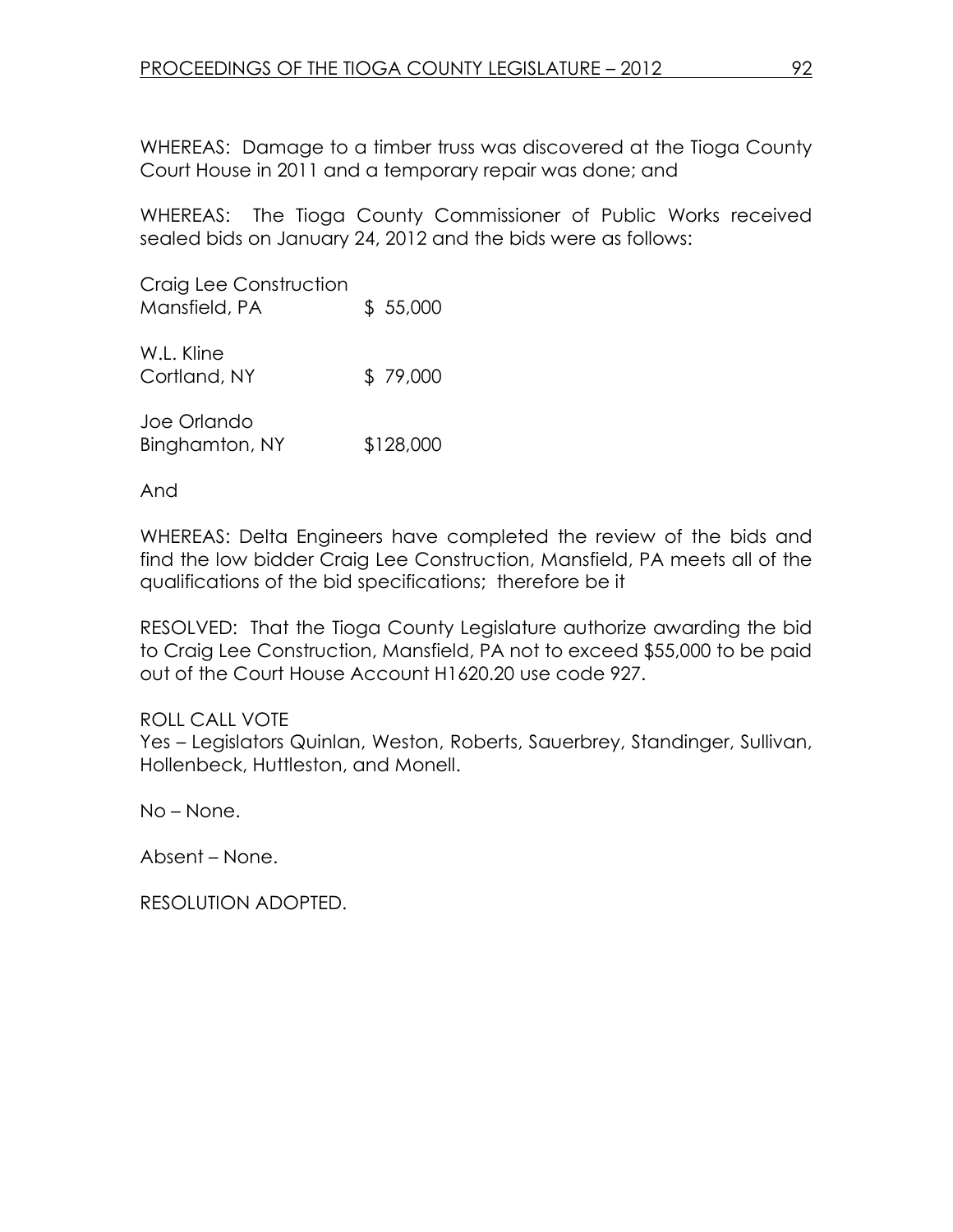WHEREAS: Damage to a timber truss was discovered at the Tioga County Court House in 2011 and a temporary repair was done; and

WHEREAS: The Tioga County Commissioner of Public Works received sealed bids on January 24, 2012 and the bids were as follows:

| | |
|---|---|
| Craig Lee Construction<br>Mansfield, PA | $ 55,000 |
| W.L. Kline<br>Cortland, NY | $ 79,000 |
| Joe Orlando<br>Binghamton, NY | $128,000 |

And

WHEREAS: Delta Engineers have completed the review of the bids and find the low bidder Craig Lee Construction, Mansfield, PA meets all of the qualifications of the bid specifications; therefore be it

RESOLVED: That the Tioga County Legislature authorize awarding the bid to Craig Lee Construction, Mansfield, PA not to exceed $55,000 to be paid out of the Court House Account H1620.20 use code 927.

ROLL CALL VOTE
Yes – Legislators Quinlan, Weston, Roberts, Sauerbrey, Standinger, Sullivan, Hollenbeck, Huttleston, and Monell.

No – None.

Absent – None.

RESOLUTION ADOPTED.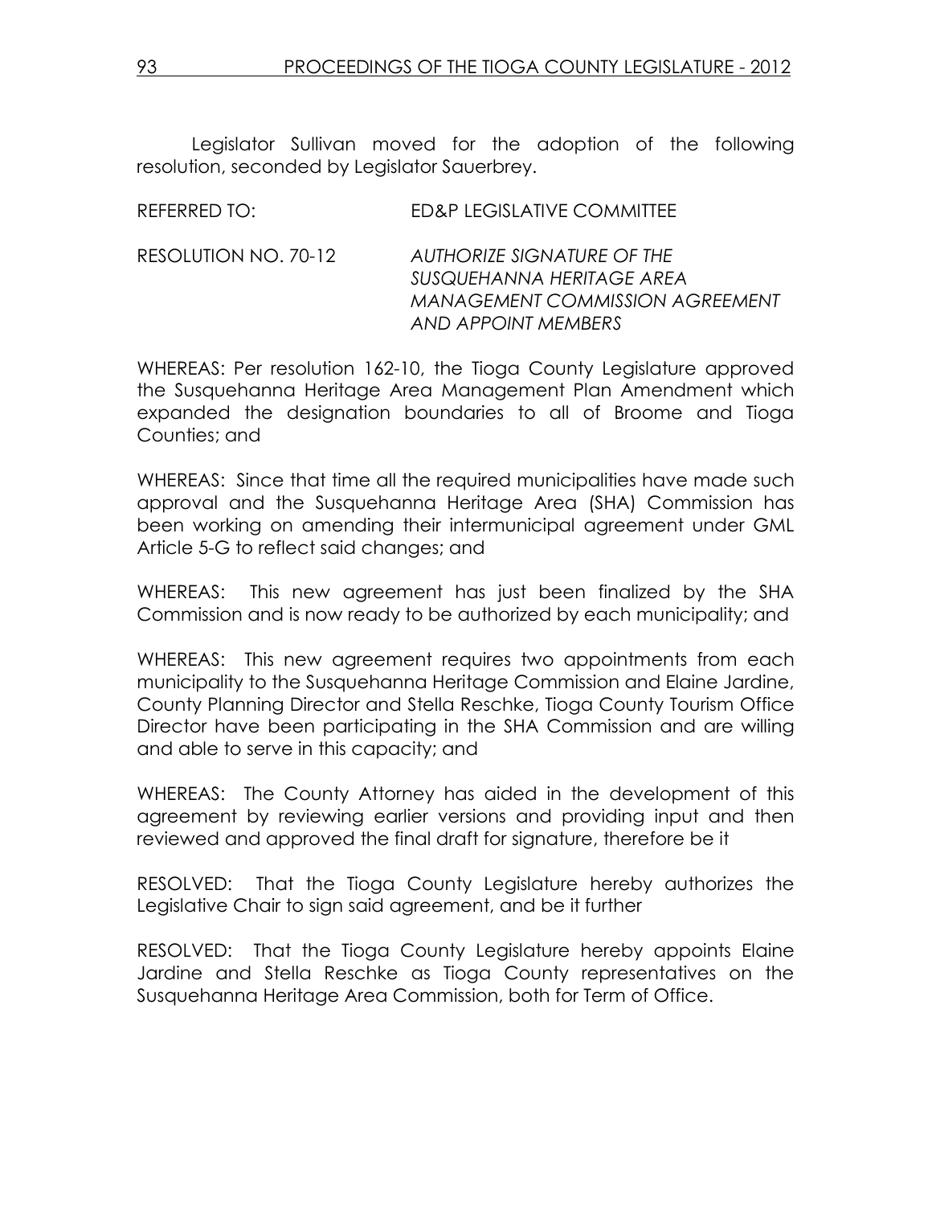Legislator Sullivan moved for the adoption of the following resolution, seconded by Legislator Sauerbrey.

REFERRED TO: ED&P LEGISLATIVE COMMITTEE

RESOLUTION NO. 70-12 *AUTHORIZE SIGNATURE OF THE SUSQUEHANNA HERITAGE AREA MANAGEMENT COMMISSION AGREEMENT AND APPOINT MEMBERS*

WHEREAS: Per resolution 162-10, the Tioga County Legislature approved the Susquehanna Heritage Area Management Plan Amendment which expanded the designation boundaries to all of Broome and Tioga Counties; and

WHEREAS: Since that time all the required municipalities have made such approval and the Susquehanna Heritage Area (SHA) Commission has been working on amending their intermunicipal agreement under GML Article 5-G to reflect said changes; and

WHEREAS: This new agreement has just been finalized by the SHA Commission and is now ready to be authorized by each municipality; and

WHEREAS: This new agreement requires two appointments from each municipality to the Susquehanna Heritage Commission and Elaine Jardine, County Planning Director and Stella Reschke, Tioga County Tourism Office Director have been participating in the SHA Commission and are willing and able to serve in this capacity; and

WHEREAS: The County Attorney has aided in the development of this agreement by reviewing earlier versions and providing input and then reviewed and approved the final draft for signature, therefore be it

RESOLVED: That the Tioga County Legislature hereby authorizes the Legislative Chair to sign said agreement, and be it further

RESOLVED: That the Tioga County Legislature hereby appoints Elaine Jardine and Stella Reschke as Tioga County representatives on the Susquehanna Heritage Area Commission, both for Term of Office.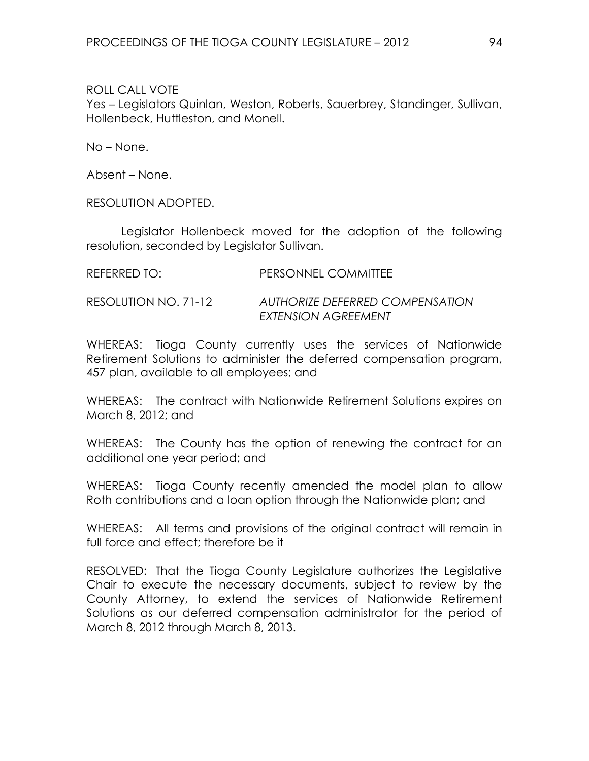ROLL CALL VOTE
Yes – Legislators Quinlan, Weston, Roberts, Sauerbrey, Standinger, Sullivan, Hollenbeck, Huttleston, and Monell.

No – None.

Absent – None.

RESOLUTION ADOPTED.

Legislator Hollenbeck moved for the adoption of the following resolution, seconded by Legislator Sullivan.

REFERRED TO: PERSONNEL COMMITTEE

RESOLUTION NO. 71-12 *AUTHORIZE DEFERRED COMPENSATION EXTENSION AGREEMENT*

WHEREAS: Tioga County currently uses the services of Nationwide Retirement Solutions to administer the deferred compensation program, 457 plan, available to all employees; and

WHEREAS: The contract with Nationwide Retirement Solutions expires on March 8, 2012; and

WHEREAS: The County has the option of renewing the contract for an additional one year period; and

WHEREAS: Tioga County recently amended the model plan to allow Roth contributions and a loan option through the Nationwide plan; and

WHEREAS: All terms and provisions of the original contract will remain in full force and effect; therefore be it

RESOLVED: That the Tioga County Legislature authorizes the Legislative Chair to execute the necessary documents, subject to review by the County Attorney, to extend the services of Nationwide Retirement Solutions as our deferred compensation administrator for the period of March 8, 2012 through March 8, 2013.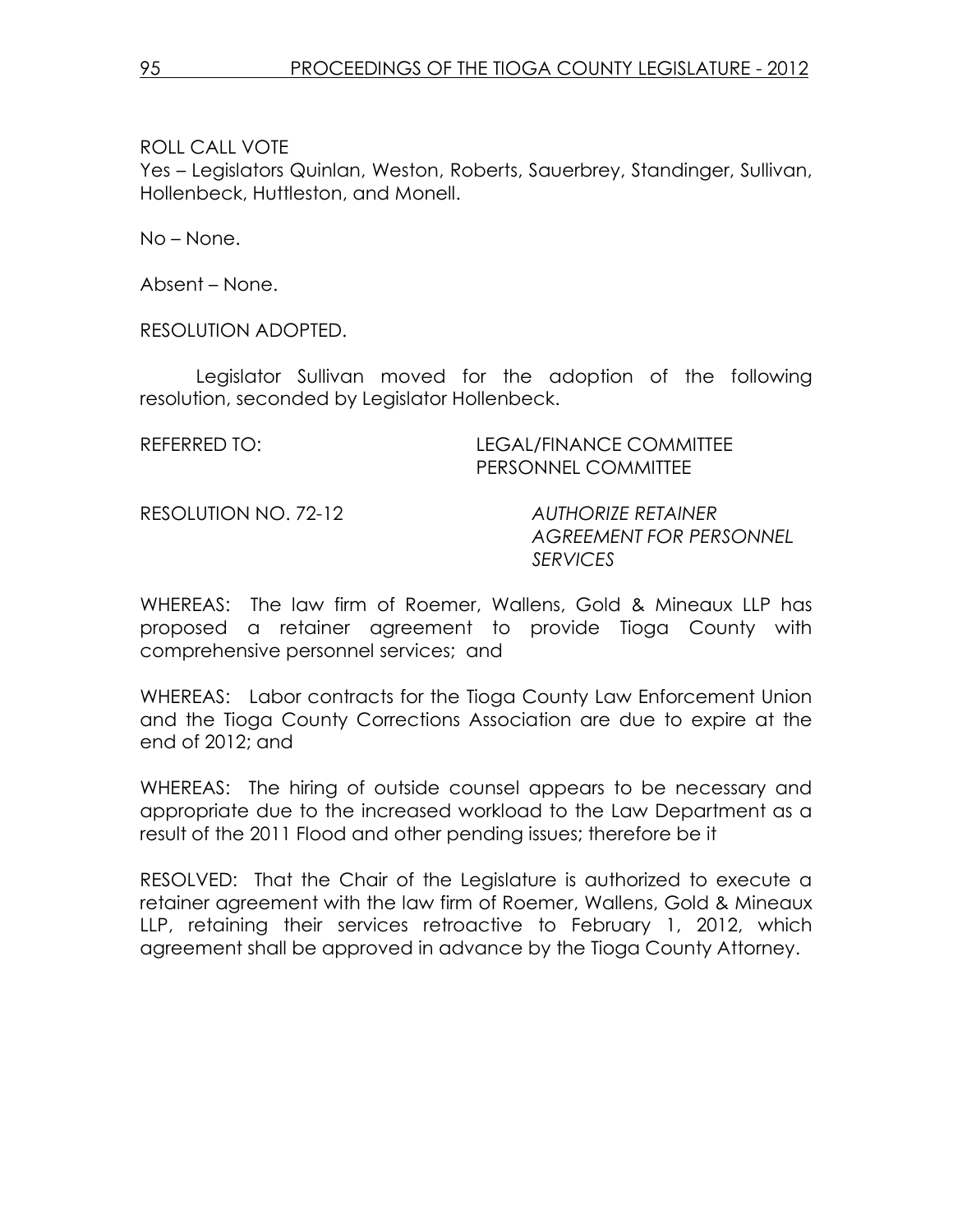ROLL CALL VOTE

Yes – Legislators Quinlan, Weston, Roberts, Sauerbrey, Standinger, Sullivan, Hollenbeck, Huttleston, and Monell.

No – None.

Absent – None.

RESOLUTION ADOPTED.

Legislator Sullivan moved for the adoption of the following resolution, seconded by Legislator Hollenbeck.

REFERRED TO: LEGAL/FINANCE COMMITTEE
PERSONNEL COMMITTEE

RESOLUTION NO. 72-12 *AUTHORIZE RETAINER AGREEMENT FOR PERSONNEL SERVICES*

WHEREAS: The law firm of Roemer, Wallens, Gold & Mineaux LLP has proposed a retainer agreement to provide Tioga County with comprehensive personnel services; and

WHEREAS: Labor contracts for the Tioga County Law Enforcement Union and the Tioga County Corrections Association are due to expire at the end of 2012; and

WHEREAS: The hiring of outside counsel appears to be necessary and appropriate due to the increased workload to the Law Department as a result of the 2011 Flood and other pending issues; therefore be it

RESOLVED: That the Chair of the Legislature is authorized to execute a retainer agreement with the law firm of Roemer, Wallens, Gold & Mineaux LLP, retaining their services retroactive to February 1, 2012, which agreement shall be approved in advance by the Tioga County Attorney.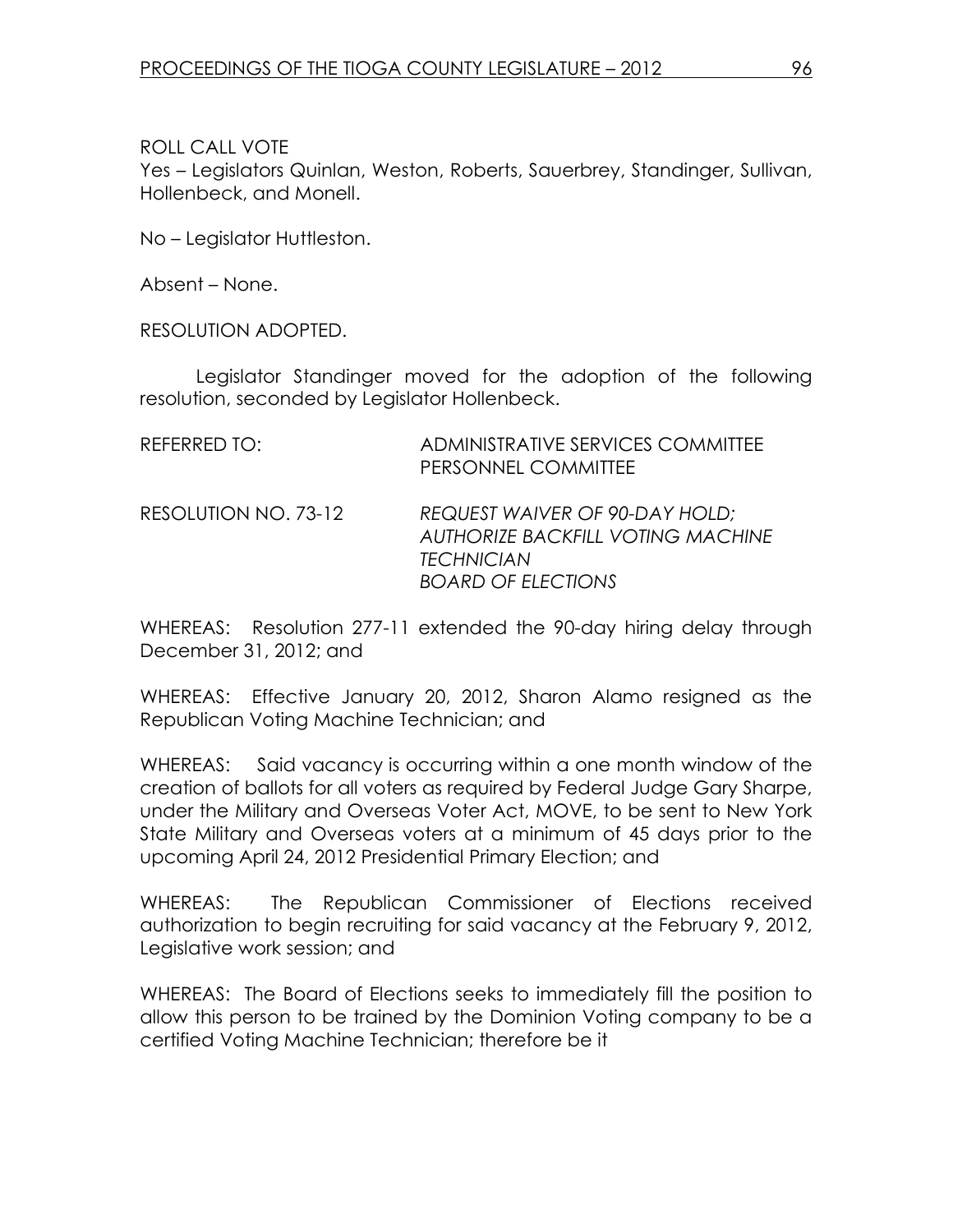ROLL CALL VOTE
Yes – Legislators Quinlan, Weston, Roberts, Sauerbrey, Standinger, Sullivan, Hollenbeck, and Monell.

No – Legislator Huttleston.

Absent – None.

RESOLUTION ADOPTED.

Legislator Standinger moved for the adoption of the following resolution, seconded by Legislator Hollenbeck.

REFERRED TO: ADMINISTRATIVE SERVICES COMMITTEE
PERSONNEL COMMITTEE

RESOLUTION NO. 73-12 *REQUEST WAIVER OF 90-DAY HOLD; AUTHORIZE BACKFILL VOTING MACHINE TECHNICIAN BOARD OF ELECTIONS*

WHEREAS: Resolution 277-11 extended the 90-day hiring delay through December 31, 2012; and

WHEREAS: Effective January 20, 2012, Sharon Alamo resigned as the Republican Voting Machine Technician; and

WHEREAS: Said vacancy is occurring within a one month window of the creation of ballots for all voters as required by Federal Judge Gary Sharpe, under the Military and Overseas Voter Act, MOVE, to be sent to New York State Military and Overseas voters at a minimum of 45 days prior to the upcoming April 24, 2012 Presidential Primary Election; and

WHEREAS: The Republican Commissioner of Elections received authorization to begin recruiting for said vacancy at the February 9, 2012, Legislative work session; and

WHEREAS: The Board of Elections seeks to immediately fill the position to allow this person to be trained by the Dominion Voting company to be a certified Voting Machine Technician; therefore be it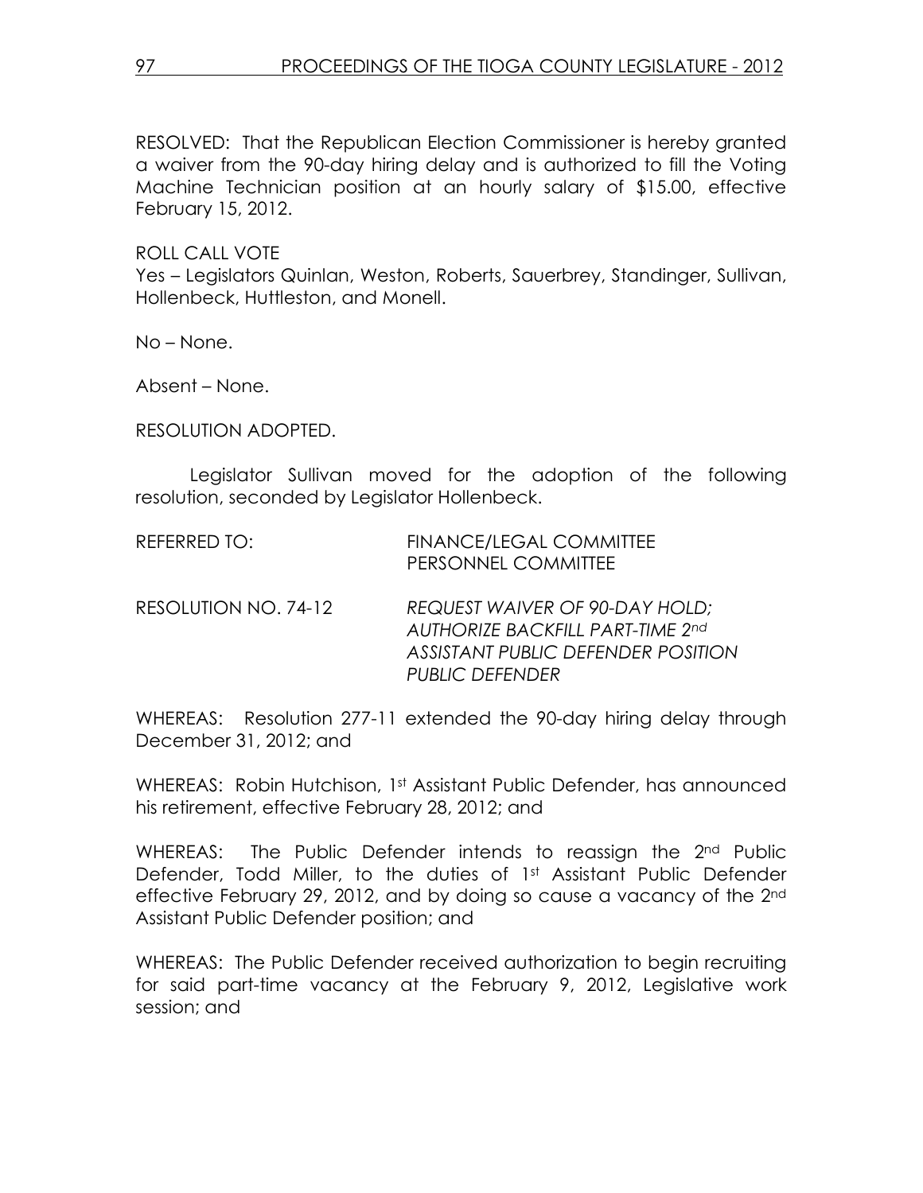RESOLVED: That the Republican Election Commissioner is hereby granted a waiver from the 90-day hiring delay and is authorized to fill the Voting Machine Technician position at an hourly salary of $15.00, effective February 15, 2012.

ROLL CALL VOTE
Yes – Legislators Quinlan, Weston, Roberts, Sauerbrey, Standinger, Sullivan, Hollenbeck, Huttleston, and Monell.

No – None.

Absent – None.

RESOLUTION ADOPTED.

Legislator Sullivan moved for the adoption of the following resolution, seconded by Legislator Hollenbeck.

REFERRED TO: FINANCE/LEGAL COMMITTEE
PERSONNEL COMMITTEE

RESOLUTION NO. 74-12 *REQUEST WAIVER OF 90-DAY HOLD; AUTHORIZE BACKFILL PART-TIME 2nd ASSISTANT PUBLIC DEFENDER POSITION PUBLIC DEFENDER*

WHEREAS: Resolution 277-11 extended the 90-day hiring delay through December 31, 2012; and

WHEREAS: Robin Hutchison, 1st Assistant Public Defender, has announced his retirement, effective February 28, 2012; and

WHEREAS: The Public Defender intends to reassign the 2nd Public Defender, Todd Miller, to the duties of 1st Assistant Public Defender effective February 29, 2012, and by doing so cause a vacancy of the 2nd Assistant Public Defender position; and

WHEREAS: The Public Defender received authorization to begin recruiting for said part-time vacancy at the February 9, 2012, Legislative work session; and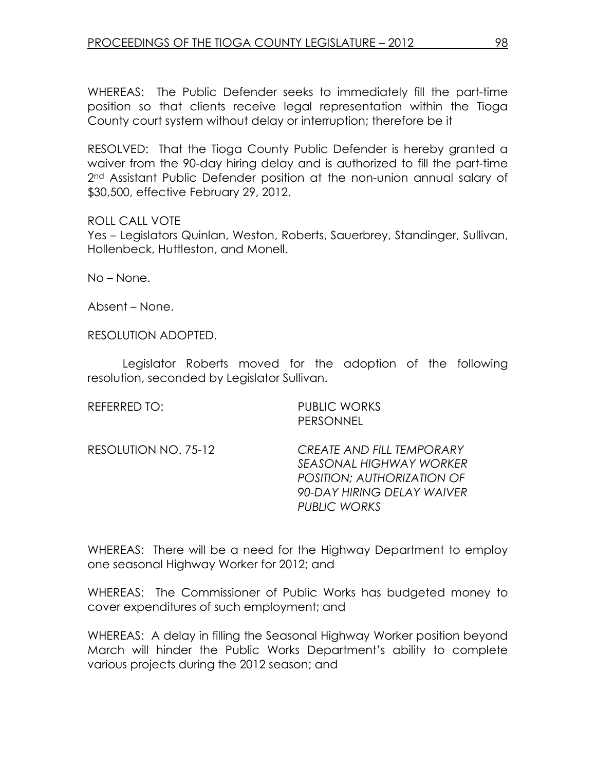WHEREAS: The Public Defender seeks to immediately fill the part-time position so that clients receive legal representation within the Tioga County court system without delay or interruption; therefore be it

RESOLVED: That the Tioga County Public Defender is hereby granted a waiver from the 90-day hiring delay and is authorized to fill the part-time 2nd Assistant Public Defender position at the non-union annual salary of $30,500, effective February 29, 2012.

ROLL CALL VOTE
Yes – Legislators Quinlan, Weston, Roberts, Sauerbrey, Standinger, Sullivan, Hollenbeck, Huttleston, and Monell.

No – None.

Absent – None.

RESOLUTION ADOPTED.

Legislator Roberts moved for the adoption of the following resolution, seconded by Legislator Sullivan.

REFERRED TO: PUBLIC WORKS
PERSONNEL

RESOLUTION NO. 75-12 *CREATE AND FILL TEMPORARY SEASONAL HIGHWAY WORKER POSITION; AUTHORIZATION OF 90-DAY HIRING DELAY WAIVER PUBLIC WORKS*

WHEREAS: There will be a need for the Highway Department to employ one seasonal Highway Worker for 2012; and

WHEREAS: The Commissioner of Public Works has budgeted money to cover expenditures of such employment; and

WHEREAS: A delay in filling the Seasonal Highway Worker position beyond March will hinder the Public Works Department's ability to complete various projects during the 2012 season; and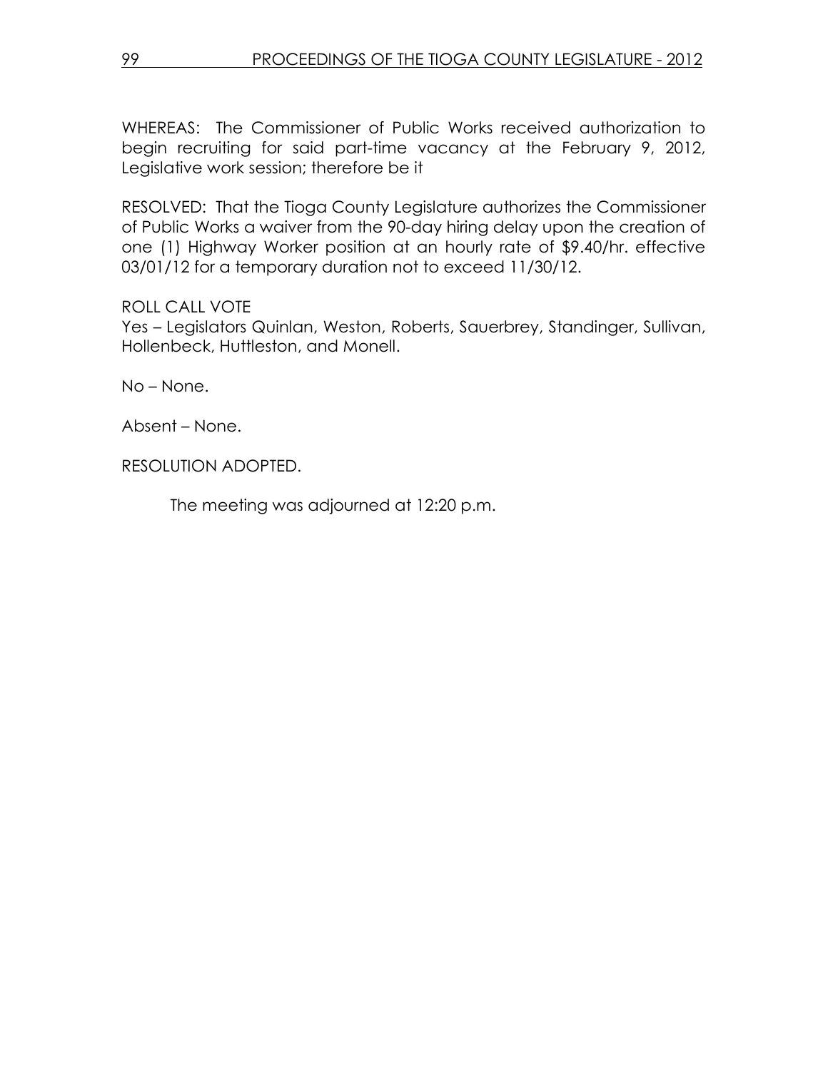WHEREAS: The Commissioner of Public Works received authorization to begin recruiting for said part-time vacancy at the February 9, 2012, Legislative work session; therefore be it

RESOLVED: That the Tioga County Legislature authorizes the Commissioner of Public Works a waiver from the 90-day hiring delay upon the creation of one (1) Highway Worker position at an hourly rate of $9.40/hr. effective 03/01/12 for a temporary duration not to exceed 11/30/12.

ROLL CALL VOTE
Yes – Legislators Quinlan, Weston, Roberts, Sauerbrey, Standinger, Sullivan, Hollenbeck, Huttleston, and Monell.

No – None.

Absent – None.

RESOLUTION ADOPTED.

The meeting was adjourned at 12:20 p.m.